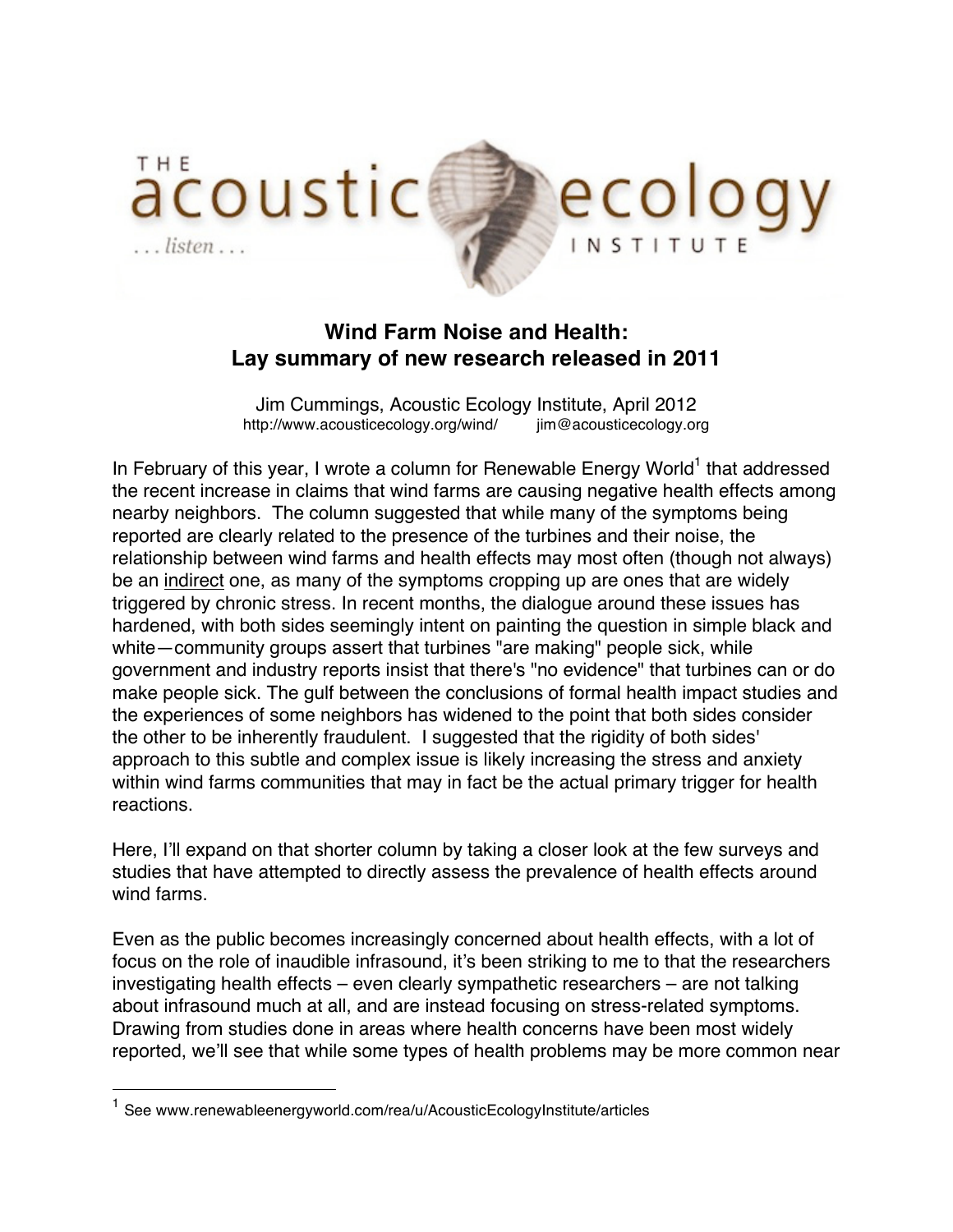THE acoustic ecology INSTITUTE

. . . listen . . .

# Wind Farm Noise and Health: Lay summary of new research released in 2011

Jim Cummings, Acoustic Ecology Institute, April 2012
http://www.acousticecology.org/wind/ jim@acousticecology.org

In February of this year, I wrote a column for Renewable Energy World[1] that addressed the recent increase in claims that wind farms are causing negative health effects among nearby neighbors. The column suggested that while many of the symptoms being reported are clearly related to the presence of the turbines and their noise, the relationship between wind farms and health effects may most often (though not always) be an indirect one, as many of the symptoms cropping up are ones that are widely triggered by chronic stress. In recent months, the dialogue around these issues has hardened, with both sides seemingly intent on painting the question in simple black and white—community groups assert that turbines "are making" people sick, while government and industry reports insist that there's "no evidence" that turbines can or do make people sick. The gulf between the conclusions of formal health impact studies and the experiences of some neighbors has widened to the point that both sides consider the other to be inherently fraudulent. I suggested that the rigidity of both sides' approach to this subtle and complex issue is likely increasing the stress and anxiety within wind farms communities that may in fact be the actual primary trigger for health reactions.

Here, I'll expand on that shorter column by taking a closer look at the few surveys and studies that have attempted to directly assess the prevalence of health effects around wind farms.

Even as the public becomes increasingly concerned about health effects, with a lot of focus on the role of inaudible infrasound, it's been striking to me to that the researchers investigating health effects – even clearly sympathetic researchers – are not talking about infrasound much at all, and are instead focusing on stress-related symptoms. Drawing from studies done in areas where health concerns have been most widely reported, we'll see that while some types of health problems may be more common near

[1] See www.renewableenergyworld.com/rea/u/AcousticEcologyInstitute/articles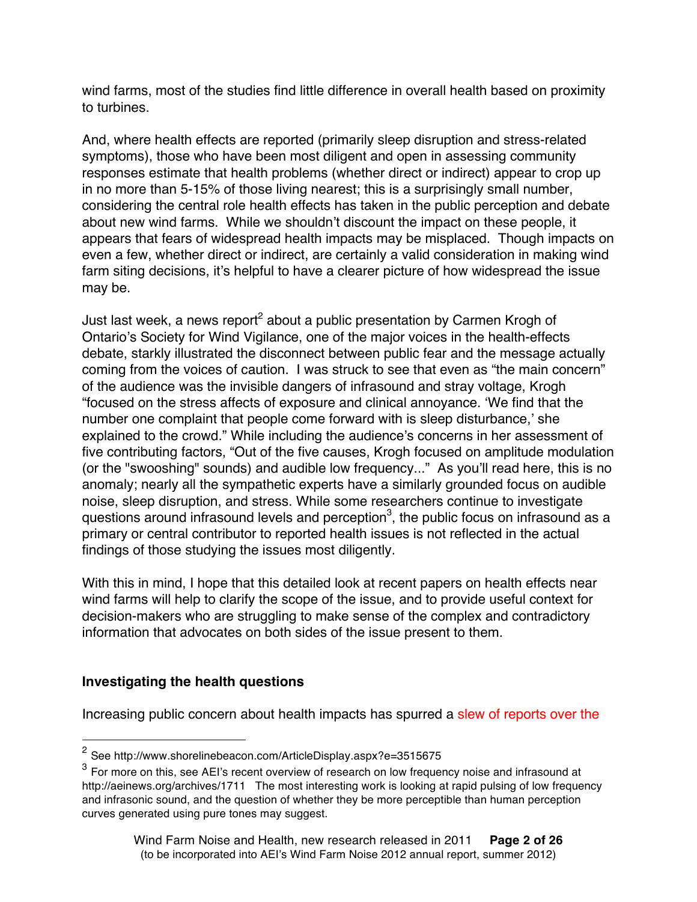wind farms, most of the studies find little difference in overall health based on proximity to turbines.

And, where health effects are reported (primarily sleep disruption and stress-related symptoms), those who have been most diligent and open in assessing community responses estimate that health problems (whether direct or indirect) appear to crop up in no more than 5-15% of those living nearest; this is a surprisingly small number, considering the central role health effects has taken in the public perception and debate about new wind farms. While we shouldn't discount the impact on these people, it appears that fears of widespread health impacts may be misplaced. Though impacts on even a few, whether direct or indirect, are certainly a valid consideration in making wind farm siting decisions, it's helpful to have a clearer picture of how widespread the issue may be.

Just last week, a news report[2] about a public presentation by Carmen Krogh of Ontario's Society for Wind Vigilance, one of the major voices in the health-effects debate, starkly illustrated the disconnect between public fear and the message actually coming from the voices of caution. I was struck to see that even as "the main concern" of the audience was the invisible dangers of infrasound and stray voltage, Krogh "focused on the stress affects of exposure and clinical annoyance. 'We find that the number one complaint that people come forward with is sleep disturbance,' she explained to the crowd." While including the audience's concerns in her assessment of five contributing factors, "Out of the five causes, Krogh focused on amplitude modulation (or the "swooshing" sounds) and audible low frequency..." As you'll read here, this is no anomaly; nearly all the sympathetic experts have a similarly grounded focus on audible noise, sleep disruption, and stress. While some researchers continue to investigate questions around infrasound levels and perception[3], the public focus on infrasound as a primary or central contributor to reported health issues is not reflected in the actual findings of those studying the issues most diligently.

With this in mind, I hope that this detailed look at recent papers on health effects near wind farms will help to clarify the scope of the issue, and to provide useful context for decision-makers who are struggling to make sense of the complex and contradictory information that advocates on both sides of the issue present to them.

## Investigating the health questions

Increasing public concern about health impacts has spurred a slew of reports over the

---

[2] See http://www.shorelinebeacon.com/ArticleDisplay.aspx?e=3515675

[3] For more on this, see AEI's recent overview of research on low frequency noise and infrasound at http://aeinews.org/archives/1711 The most interesting work is looking at rapid pulsing of low frequency and infrasonic sound, and the question of whether they be more perceptible than human perception curves generated using pure tones may suggest.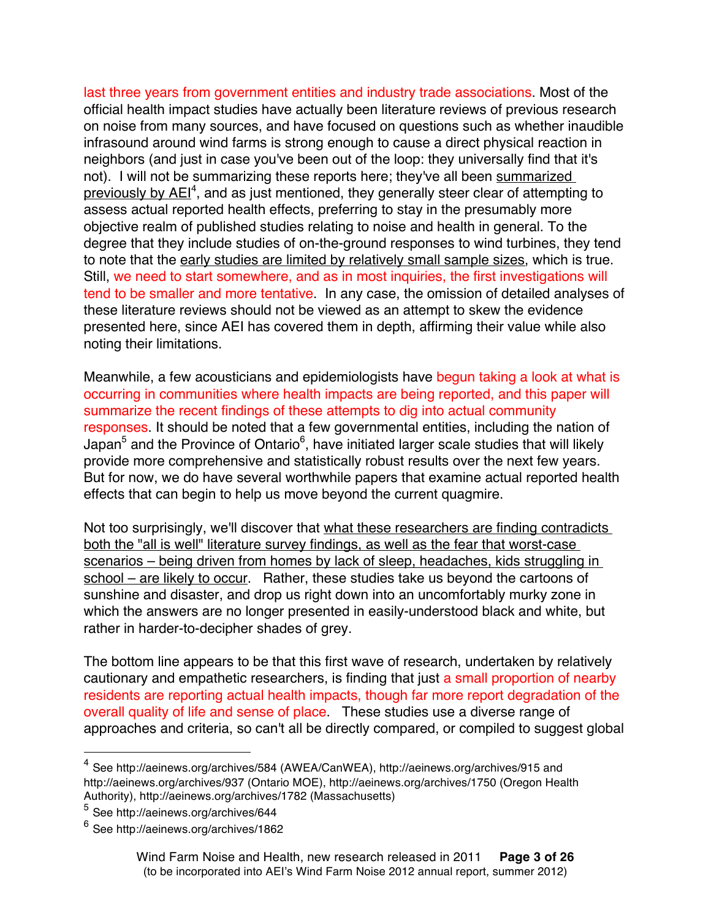last three years from government entities and industry trade associations. Most of the official health impact studies have actually been literature reviews of previous research on noise from many sources, and have focused on questions such as whether inaudible infrasound around wind farms is strong enough to cause a direct physical reaction in neighbors (and just in case you've been out of the loop: they universally find that it's not). I will not be summarizing these reports here; they've all been summarized previously by AEI[4], and as just mentioned, they generally steer clear of attempting to assess actual reported health effects, preferring to stay in the presumably more objective realm of published studies relating to noise and health in general. To the degree that they include studies of on-the-ground responses to wind turbines, they tend to note that the early studies are limited by relatively small sample sizes, which is true. Still, we need to start somewhere, and as in most inquiries, the first investigations will tend to be smaller and more tentative. In any case, the omission of detailed analyses of these literature reviews should not be viewed as an attempt to skew the evidence presented here, since AEI has covered them in depth, affirming their value while also noting their limitations.

Meanwhile, a few acousticians and epidemiologists have begun taking a look at what is occurring in communities where health impacts are being reported, and this paper will summarize the recent findings of these attempts to dig into actual community responses. It should be noted that a few governmental entities, including the nation of Japan[5] and the Province of Ontario[6], have initiated larger scale studies that will likely provide more comprehensive and statistically robust results over the next few years. But for now, we do have several worthwhile papers that examine actual reported health effects that can begin to help us move beyond the current quagmire.

Not too surprisingly, we'll discover that what these researchers are finding contradicts both the "all is well" literature survey findings, as well as the fear that worst-case scenarios – being driven from homes by lack of sleep, headaches, kids struggling in school – are likely to occur. Rather, these studies take us beyond the cartoons of sunshine and disaster, and drop us right down into an uncomfortably murky zone in which the answers are no longer presented in easily-understood black and white, but rather in harder-to-decipher shades of grey.

The bottom line appears to be that this first wave of research, undertaken by relatively cautionary and empathetic researchers, is finding that just a small proportion of nearby residents are reporting actual health impacts, though far more report degradation of the overall quality of life and sense of place. These studies use a diverse range of approaches and criteria, so can't all be directly compared, or compiled to suggest global

---

[4] See http://aeinews.org/archives/584 (AWEA/CanWEA), http://aeinews.org/archives/915 and http://aeinews.org/archives/937 (Ontario MOE), http://aeinews.org/archives/1750 (Oregon Health Authority), http://aeinews.org/archives/1782 (Massachusetts)

[5] See http://aeinews.org/archives/644

[6] See http://aeinews.org/archives/1862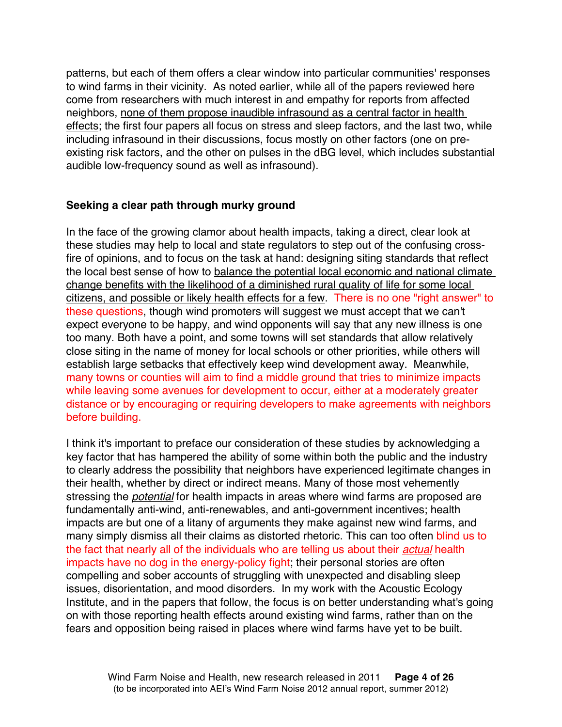patterns, but each of them offers a clear window into particular communities' responses to wind farms in their vicinity. As noted earlier, while all of the papers reviewed here come from researchers with much interest in and empathy for reports from affected neighbors, <u>none of them propose inaudible infrasound as a central factor in health effects</u>; the first four papers all focus on stress and sleep factors, and the last two, while including infrasound in their discussions, focus mostly on other factors (one on pre-existing risk factors, and the other on pulses in the dBG level, which includes substantial audible low-frequency sound as well as infrasound).

**Seeking a clear path through murky ground**

In the face of the growing clamor about health impacts, taking a direct, clear look at these studies may help to local and state regulators to step out of the confusing cross-fire of opinions, and to focus on the task at hand: designing siting standards that reflect the local best sense of how to <u>balance the potential local economic and national climate change benefits with the likelihood of a diminished rural quality of life for some local citizens, and possible or likely health effects for a few</u>. There is no one "right answer" to these questions, though wind promoters will suggest we must accept that we can't expect everyone to be happy, and wind opponents will say that any new illness is one too many. Both have a point, and some towns will set standards that allow relatively close siting in the name of money for local schools or other priorities, while others will establish large setbacks that effectively keep wind development away. Meanwhile, many towns or counties will aim to find a middle ground that tries to minimize impacts while leaving some avenues for development to occur, either at a moderately greater distance or by encouraging or requiring developers to make agreements with neighbors before building.

I think it's important to preface our consideration of these studies by acknowledging a key factor that has hampered the ability of some within both the public and the industry to clearly address the possibility that neighbors have experienced legitimate changes in their health, whether by direct or indirect means. Many of those most vehemently stressing the <u>*potential*</u> for health impacts in areas where wind farms are proposed are fundamentally anti-wind, anti-renewables, and anti-government incentives; health impacts are but one of a litany of arguments they make against new wind farms, and many simply dismiss all their claims as distorted rhetoric. This can too often blind us to the fact that nearly all of the individuals who are telling us about their <u>*actual*</u> health impacts have no dog in the energy-policy fight; their personal stories are often compelling and sober accounts of struggling with unexpected and disabling sleep issues, disorientation, and mood disorders. In my work with the Acoustic Ecology Institute, and in the papers that follow, the focus is on better understanding what's going on with those reporting health effects around existing wind farms, rather than on the fears and opposition being raised in places where wind farms have yet to be built.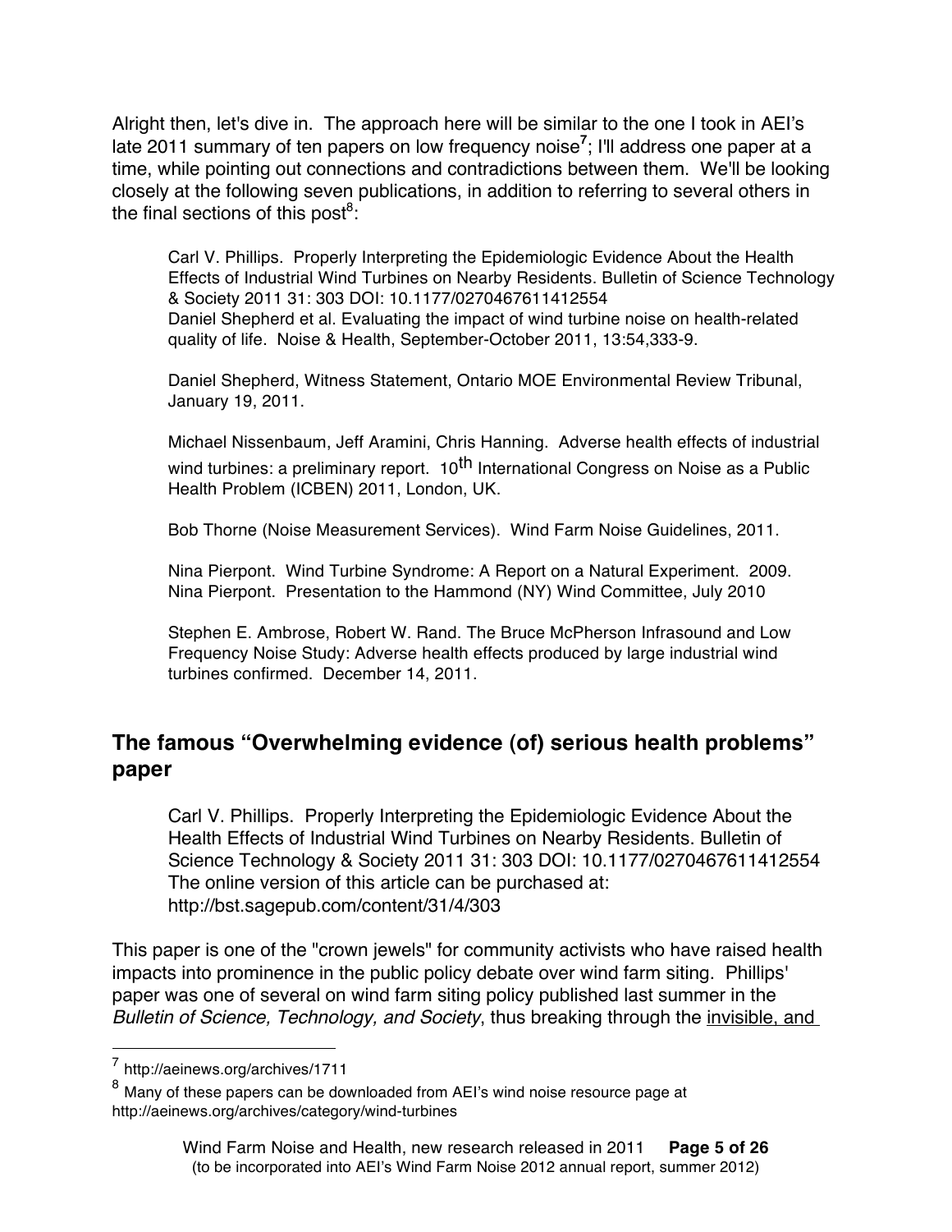Alright then, let's dive in. The approach here will be similar to the one I took in AEI's late 2011 summary of ten papers on low frequency noise[7]; I'll address one paper at a time, while pointing out connections and contradictions between them. We'll be looking closely at the following seven publications, in addition to referring to several others in the final sections of this post[8]:

> Carl V. Phillips. Properly Interpreting the Epidemiologic Evidence About the Health Effects of Industrial Wind Turbines on Nearby Residents. Bulletin of Science Technology & Society 2011 31: 303 DOI: 10.1177/0270467611412554
> Daniel Shepherd et al. Evaluating the impact of wind turbine noise on health-related quality of life. Noise & Health, September-October 2011, 13:54,333-9.
>
> Daniel Shepherd, Witness Statement, Ontario MOE Environmental Review Tribunal, January 19, 2011.
>
> Michael Nissenbaum, Jeff Aramini, Chris Hanning. Adverse health effects of industrial wind turbines: a preliminary report. 10th International Congress on Noise as a Public Health Problem (ICBEN) 2011, London, UK.
>
> Bob Thorne (Noise Measurement Services). Wind Farm Noise Guidelines, 2011.
>
> Nina Pierpont. Wind Turbine Syndrome: A Report on a Natural Experiment. 2009.
> Nina Pierpont. Presentation to the Hammond (NY) Wind Committee, July 2010
>
> Stephen E. Ambrose, Robert W. Rand. The Bruce McPherson Infrasound and Low Frequency Noise Study: Adverse health effects produced by large industrial wind turbines confirmed. December 14, 2011.

## The famous "Overwhelming evidence (of) serious health problems" paper

> Carl V. Phillips. Properly Interpreting the Epidemiologic Evidence About the Health Effects of Industrial Wind Turbines on Nearby Residents. Bulletin of Science Technology & Society 2011 31: 303 DOI: 10.1177/0270467611412554
> The online version of this article can be purchased at: http://bst.sagepub.com/content/31/4/303

This paper is one of the "crown jewels" for community activists who have raised health impacts into prominence in the public policy debate over wind farm siting. Phillips' paper was one of several on wind farm siting policy published last summer in the *Bulletin of Science, Technology, and Society*, thus breaking through the invisible, and

---

[7] http://aeinews.org/archives/1711

[8] Many of these papers can be downloaded from AEI's wind noise resource page at http://aeinews.org/archives/category/wind-turbines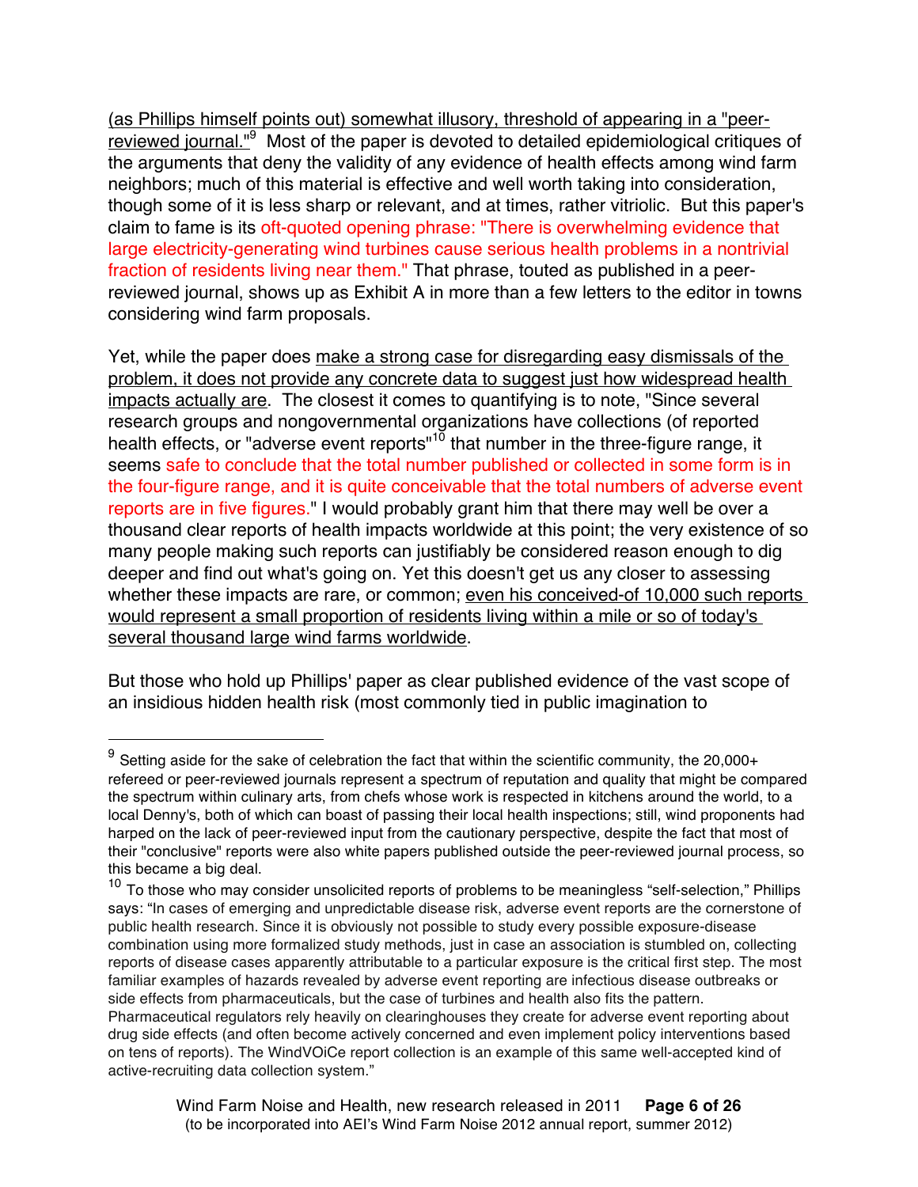(as Phillips himself points out) somewhat illusory, threshold of appearing in a "peer-reviewed journal."[9] Most of the paper is devoted to detailed epidemiological critiques of the arguments that deny the validity of any evidence of health effects among wind farm neighbors; much of this material is effective and well worth taking into consideration, though some of it is less sharp or relevant, and at times, rather vitriolic. But this paper's claim to fame is its oft-quoted opening phrase: "There is overwhelming evidence that large electricity-generating wind turbines cause serious health problems in a nontrivial fraction of residents living near them." That phrase, touted as published in a peer-reviewed journal, shows up as Exhibit A in more than a few letters to the editor in towns considering wind farm proposals.

Yet, while the paper does make a strong case for disregarding easy dismissals of the problem, it does not provide any concrete data to suggest just how widespread health impacts actually are. The closest it comes to quantifying is to note, "Since several research groups and nongovernmental organizations have collections (of reported health effects, or "adverse event reports"[10] that number in the three-figure range, it seems safe to conclude that the total number published or collected in some form is in the four-figure range, and it is quite conceivable that the total numbers of adverse event reports are in five figures." I would probably grant him that there may well be over a thousand clear reports of health impacts worldwide at this point; the very existence of so many people making such reports can justifiably be considered reason enough to dig deeper and find out what's going on. Yet this doesn't get us any closer to assessing whether these impacts are rare, or common; even his conceived-of 10,000 such reports would represent a small proportion of residents living within a mile or so of today's several thousand large wind farms worldwide.

But those who hold up Phillips' paper as clear published evidence of the vast scope of an insidious hidden health risk (most commonly tied in public imagination to

---

[9] Setting aside for the sake of celebration the fact that within the scientific community, the 20,000+ refereed or peer-reviewed journals represent a spectrum of reputation and quality that might be compared the spectrum within culinary arts, from chefs whose work is respected in kitchens around the world, to a local Denny's, both of which can boast of passing their local health inspections; still, wind proponents had harped on the lack of peer-reviewed input from the cautionary perspective, despite the fact that most of their "conclusive" reports were also white papers published outside the peer-reviewed journal process, so this became a big deal.

[10] To those who may consider unsolicited reports of problems to be meaningless "self-selection," Phillips says: "In cases of emerging and unpredictable disease risk, adverse event reports are the cornerstone of public health research. Since it is obviously not possible to study every possible exposure-disease combination using more formalized study methods, just in case an association is stumbled on, collecting reports of disease cases apparently attributable to a particular exposure is the critical first step. The most familiar examples of hazards revealed by adverse event reporting are infectious disease outbreaks or side effects from pharmaceuticals, but the case of turbines and health also fits the pattern. Pharmaceutical regulators rely heavily on clearinghouses they create for adverse event reporting about drug side effects (and often become actively concerned and even implement policy interventions based on tens of reports). The WindVOiCe report collection is an example of this same well-accepted kind of active-recruiting data collection system."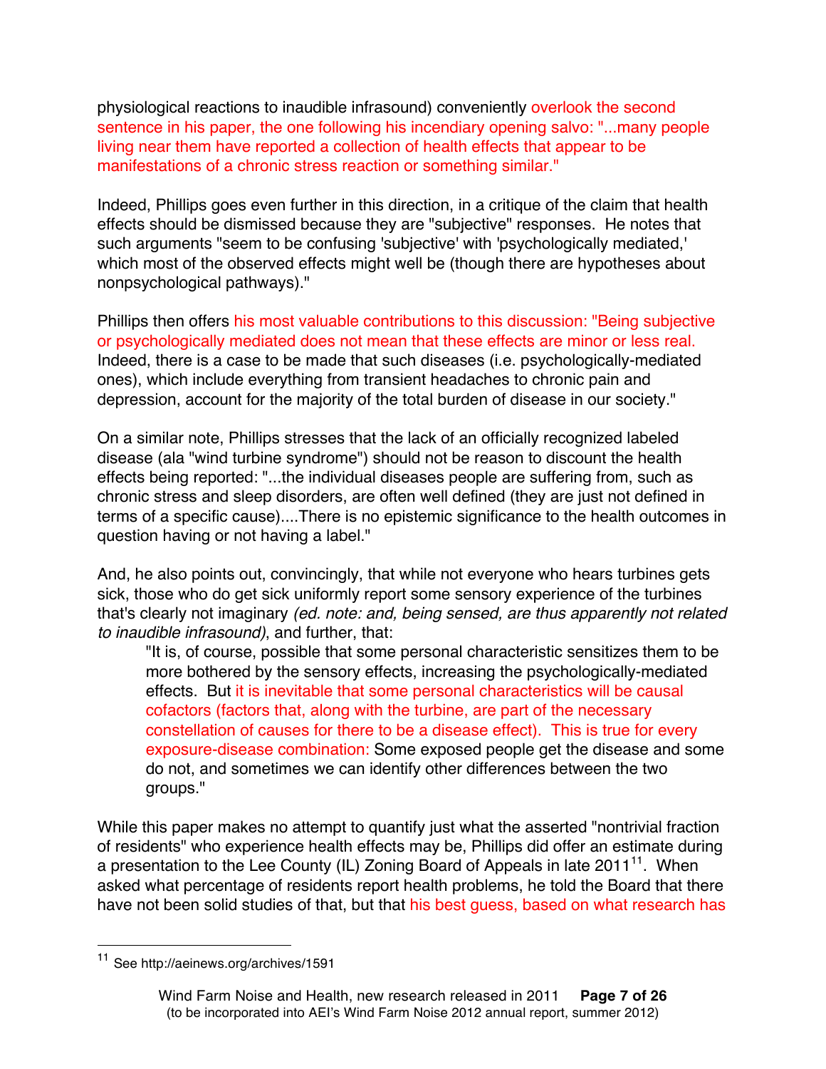physiological reactions to inaudible infrasound) conveniently overlook the second sentence in his paper, the one following his incendiary opening salvo: "...many people living near them have reported a collection of health effects that appear to be manifestations of a chronic stress reaction or something similar."

Indeed, Phillips goes even further in this direction, in a critique of the claim that health effects should be dismissed because they are "subjective" responses. He notes that such arguments "seem to be confusing 'subjective' with 'psychologically mediated,' which most of the observed effects might well be (though there are hypotheses about nonpsychological pathways)."

Phillips then offers his most valuable contributions to this discussion: "Being subjective or psychologically mediated does not mean that these effects are minor or less real. Indeed, there is a case to be made that such diseases (i.e. psychologically-mediated ones), which include everything from transient headaches to chronic pain and depression, account for the majority of the total burden of disease in our society."

On a similar note, Phillips stresses that the lack of an officially recognized labeled disease (ala "wind turbine syndrome") should not be reason to discount the health effects being reported: "...the individual diseases people are suffering from, such as chronic stress and sleep disorders, are often well defined (they are just not defined in terms of a specific cause)....There is no epistemic significance to the health outcomes in question having or not having a label."

And, he also points out, convincingly, that while not everyone who hears turbines gets sick, those who do get sick uniformly report some sensory experience of the turbines that's clearly not imaginary *(ed. note: and, being sensed, are thus apparently not related to inaudible infrasound)*, and further, that:

> "It is, of course, possible that some personal characteristic sensitizes them to be more bothered by the sensory effects, increasing the psychologically-mediated effects. But it is inevitable that some personal characteristics will be causal cofactors (factors that, along with the turbine, are part of the necessary constellation of causes for there to be a disease effect). This is true for every exposure-disease combination: Some exposed people get the disease and some do not, and sometimes we can identify other differences between the two groups."

While this paper makes no attempt to quantify just what the asserted "nontrivial fraction of residents" who experience health effects may be, Phillips did offer an estimate during a presentation to the Lee County (IL) Zoning Board of Appeals in late 2011[11]. When asked what percentage of residents report health problems, he told the Board that there have not been solid studies of that, but that his best guess, based on what research has

[11] See http://aeinews.org/archives/1591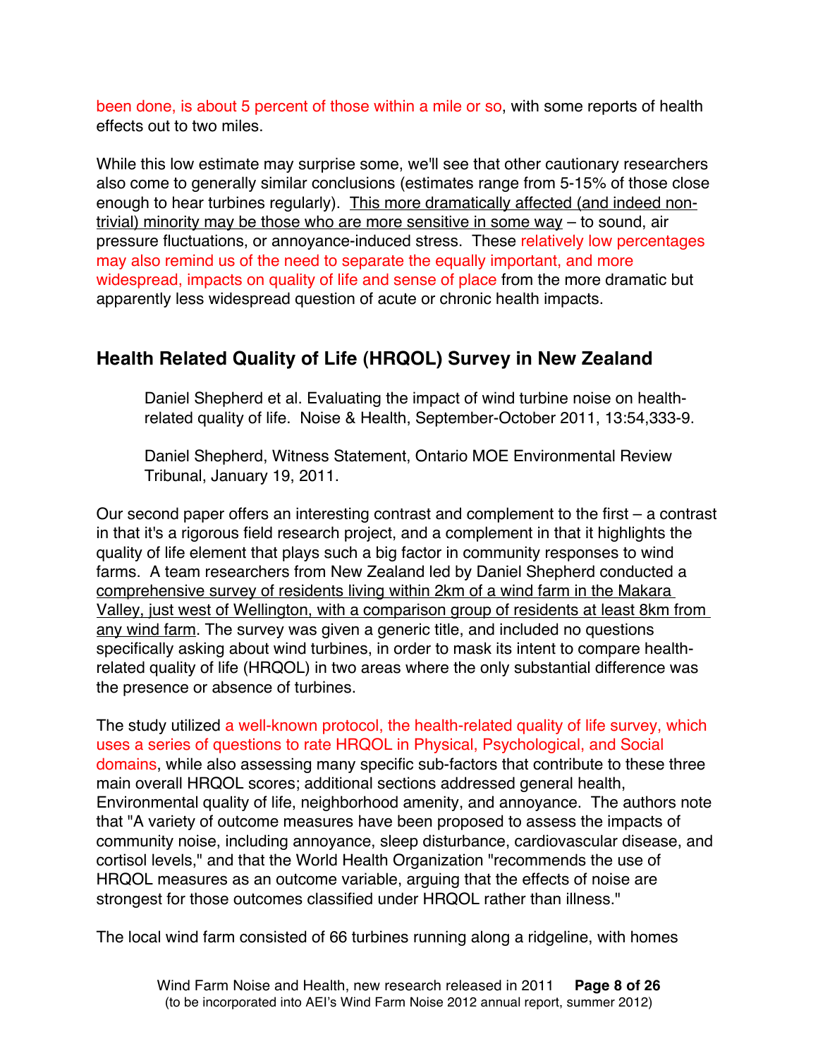been done, is about 5 percent of those within a mile or so, with some reports of health effects out to two miles.

While this low estimate may surprise some, we'll see that other cautionary researchers also come to generally similar conclusions (estimates range from 5-15% of those close enough to hear turbines regularly). This more dramatically affected (and indeed non-trivial) minority may be those who are more sensitive in some way – to sound, air pressure fluctuations, or annoyance-induced stress. These relatively low percentages may also remind us of the need to separate the equally important, and more widespread, impacts on quality of life and sense of place from the more dramatic but apparently less widespread question of acute or chronic health impacts.

## Health Related Quality of Life (HRQOL) Survey in New Zealand

> Daniel Shepherd et al. Evaluating the impact of wind turbine noise on health-related quality of life. Noise & Health, September-October 2011, 13:54,333-9.
>
> Daniel Shepherd, Witness Statement, Ontario MOE Environmental Review Tribunal, January 19, 2011.

Our second paper offers an interesting contrast and complement to the first – a contrast in that it's a rigorous field research project, and a complement in that it highlights the quality of life element that plays such a big factor in community responses to wind farms. A team researchers from New Zealand led by Daniel Shepherd conducted a comprehensive survey of residents living within 2km of a wind farm in the Makara Valley, just west of Wellington, with a comparison group of residents at least 8km from any wind farm. The survey was given a generic title, and included no questions specifically asking about wind turbines, in order to mask its intent to compare health-related quality of life (HRQOL) in two areas where the only substantial difference was the presence or absence of turbines.

The study utilized a well-known protocol, the health-related quality of life survey, which uses a series of questions to rate HRQOL in Physical, Psychological, and Social domains, while also assessing many specific sub-factors that contribute to these three main overall HRQOL scores; additional sections addressed general health, Environmental quality of life, neighborhood amenity, and annoyance. The authors note that "A variety of outcome measures have been proposed to assess the impacts of community noise, including annoyance, sleep disturbance, cardiovascular disease, and cortisol levels," and that the World Health Organization "recommends the use of HRQOL measures as an outcome variable, arguing that the effects of noise are strongest for those outcomes classified under HRQOL rather than illness."

The local wind farm consisted of 66 turbines running along a ridgeline, with homes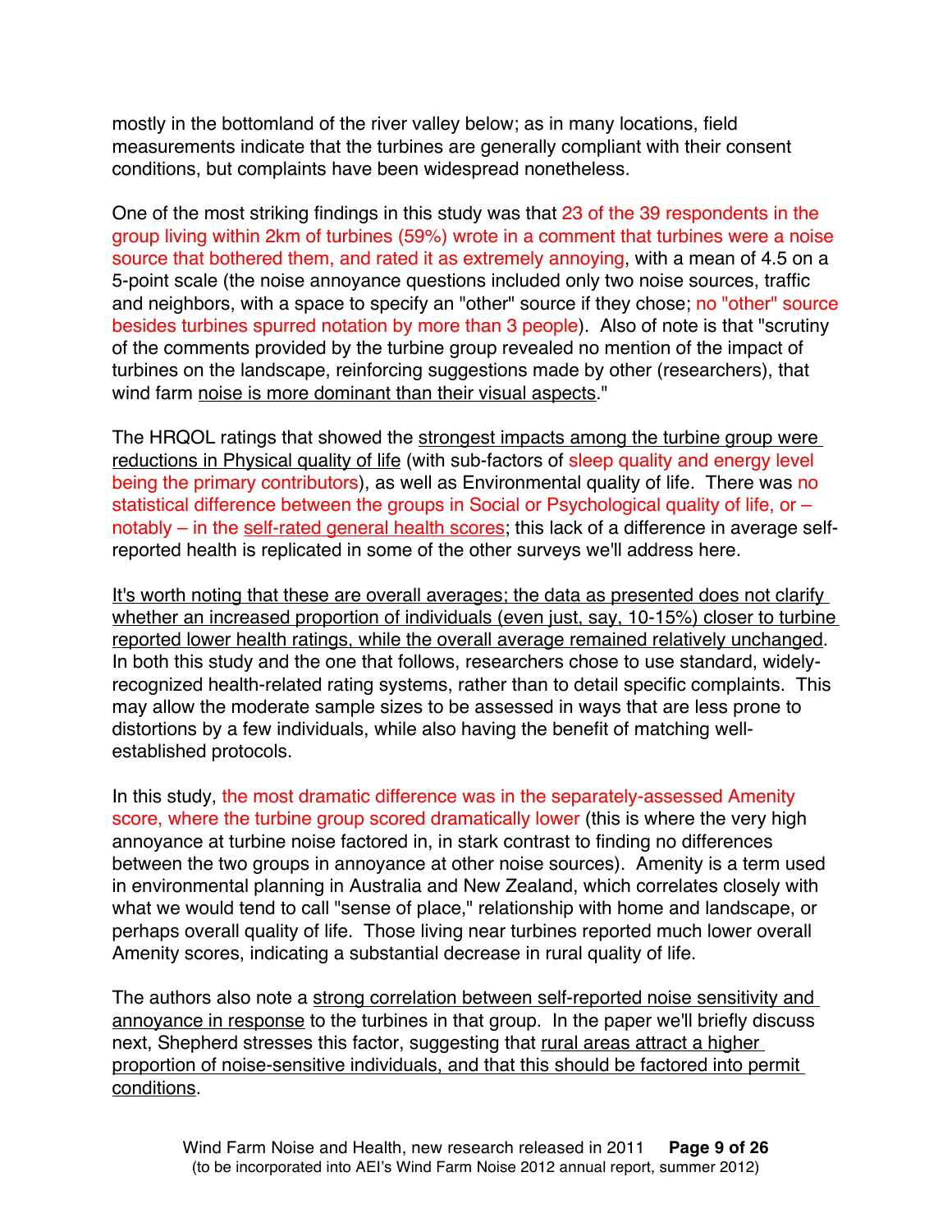mostly in the bottomland of the river valley below; as in many locations, field measurements indicate that the turbines are generally compliant with their consent conditions, but complaints have been widespread nonetheless.

One of the most striking findings in this study was that 23 of the 39 respondents in the group living within 2km of turbines (59%) wrote in a comment that turbines were a noise source that bothered them, and rated it as extremely annoying, with a mean of 4.5 on a 5-point scale (the noise annoyance questions included only two noise sources, traffic and neighbors, with a space to specify an "other" source if they chose; no "other" source besides turbines spurred notation by more than 3 people). Also of note is that "scrutiny of the comments provided by the turbine group revealed no mention of the impact of turbines on the landscape, reinforcing suggestions made by other (researchers), that wind farm <u>noise is more dominant than their visual aspects</u>."

The HRQOL ratings that showed the <u>strongest impacts among the turbine group were reductions in Physical quality of life</u> (with sub-factors of sleep quality and energy level being the primary contributors), as well as Environmental quality of life. There was no statistical difference between the groups in Social or Psychological quality of life, or – notably – in the <u>self-rated general health scores</u>; this lack of a difference in average self-reported health is replicated in some of the other surveys we'll address here.

<u>It's worth noting that these are overall averages; the data as presented does not clarify whether an increased proportion of individuals (even just, say, 10-15%) closer to turbine reported lower health ratings, while the overall average remained relatively unchanged</u>. In both this study and the one that follows, researchers chose to use standard, widely-recognized health-related rating systems, rather than to detail specific complaints. This may allow the moderate sample sizes to be assessed in ways that are less prone to distortions by a few individuals, while also having the benefit of matching well-established protocols.

In this study, the most dramatic difference was in the separately-assessed Amenity score, where the turbine group scored dramatically lower (this is where the very high annoyance at turbine noise factored in, in stark contrast to finding no differences between the two groups in annoyance at other noise sources). Amenity is a term used in environmental planning in Australia and New Zealand, which correlates closely with what we would tend to call "sense of place," relationship with home and landscape, or perhaps overall quality of life. Those living near turbines reported much lower overall Amenity scores, indicating a substantial decrease in rural quality of life.

The authors also note a <u>strong correlation between self-reported noise sensitivity and annoyance in response</u> to the turbines in that group. In the paper we'll briefly discuss next, Shepherd stresses this factor, suggesting that <u>rural areas attract a higher proportion of noise-sensitive individuals, and that this should be factored into permit conditions</u>.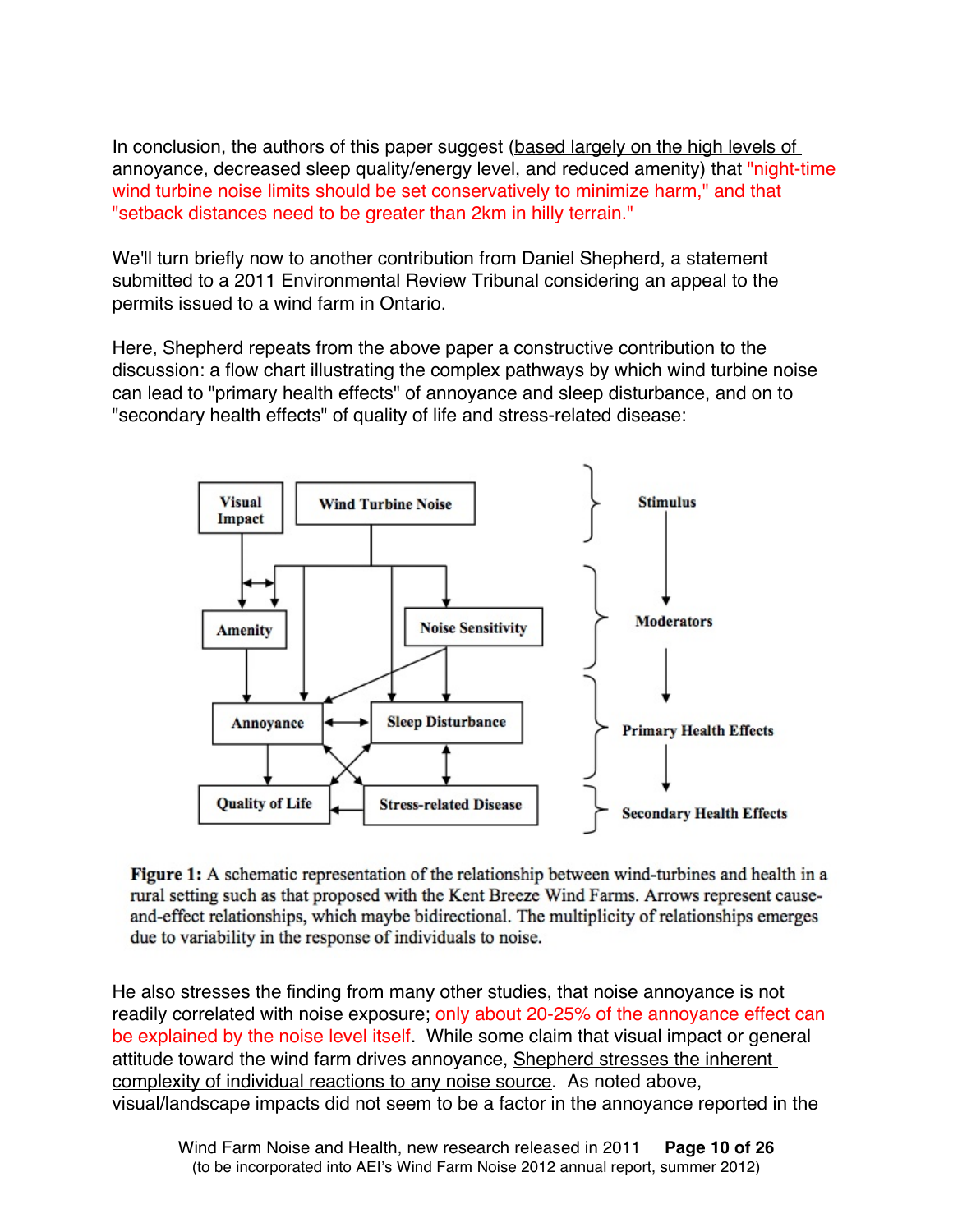In conclusion, the authors of this paper suggest (based largely on the high levels of annoyance, decreased sleep quality/energy level, and reduced amenity) that "night-time wind turbine noise limits should be set conservatively to minimize harm," and that "setback distances need to be greater than 2km in hilly terrain."

We'll turn briefly now to another contribution from Daniel Shepherd, a statement submitted to a 2011 Environmental Review Tribunal considering an appeal to the permits issued to a wind farm in Ontario.

Here, Shepherd repeats from the above paper a constructive contribution to the discussion: a flow chart illustrating the complex pathways by which wind turbine noise can lead to "primary health effects" of annoyance and sleep disturbance, and on to "secondary health effects" of quality of life and stress-related disease:

Visual Impact | Wind Turbine Noise — Stimulus

Amenity | Noise Sensitivity — Moderators

Annoyance | Sleep Disturbance — Primary Health Effects

Quality of Life | Stress-related Disease — Secondary Health Effects

**Figure 1:** A schematic representation of the relationship between wind-turbines and health in a rural setting such as that proposed with the Kent Breeze Wind Farms. Arrows represent cause-and-effect relationships, which maybe bidirectional. The multiplicity of relationships emerges due to variability in the response of individuals to noise.

He also stresses the finding from many other studies, that noise annoyance is not readily correlated with noise exposure; only about 20-25% of the annoyance effect can be explained by the noise level itself. While some claim that visual impact or general attitude toward the wind farm drives annoyance, Shepherd stresses the inherent complexity of individual reactions to any noise source. As noted above, visual/landscape impacts did not seem to be a factor in the annoyance reported in the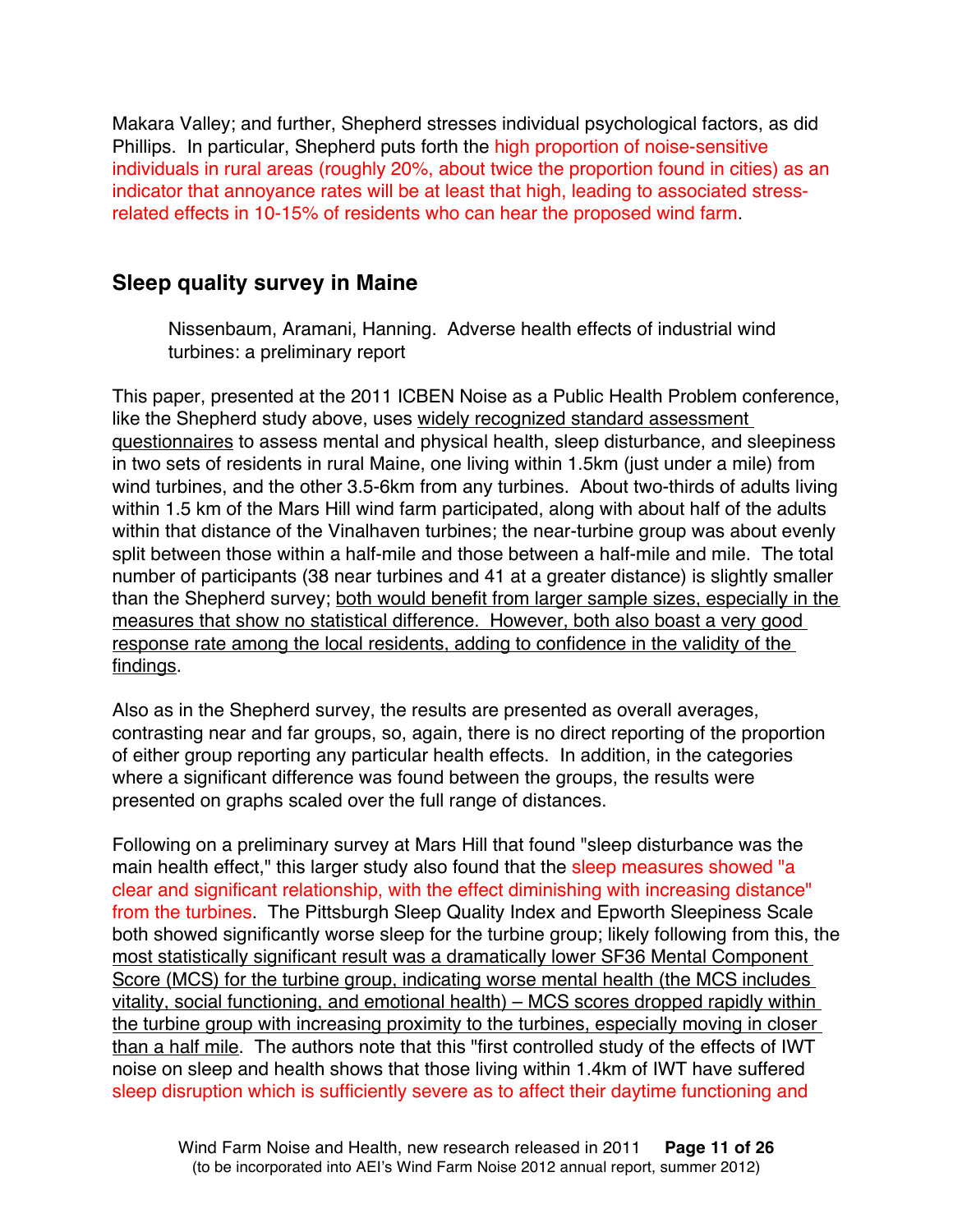Makara Valley; and further, Shepherd stresses individual psychological factors, as did Phillips. In particular, Shepherd puts forth the high proportion of noise-sensitive individuals in rural areas (roughly 20%, about twice the proportion found in cities) as an indicator that annoyance rates will be at least that high, leading to associated stress-related effects in 10-15% of residents who can hear the proposed wind farm.

## Sleep quality survey in Maine

> Nissenbaum, Aramani, Hanning. Adverse health effects of industrial wind turbines: a preliminary report

This paper, presented at the 2011 ICBEN Noise as a Public Health Problem conference, like the Shepherd study above, uses widely recognized standard assessment questionnaires to assess mental and physical health, sleep disturbance, and sleepiness in two sets of residents in rural Maine, one living within 1.5km (just under a mile) from wind turbines, and the other 3.5-6km from any turbines. About two-thirds of adults living within 1.5 km of the Mars Hill wind farm participated, along with about half of the adults within that distance of the Vinalhaven turbines; the near-turbine group was about evenly split between those within a half-mile and those between a half-mile and mile. The total number of participants (38 near turbines and 41 at a greater distance) is slightly smaller than the Shepherd survey; both would benefit from larger sample sizes, especially in the measures that show no statistical difference. However, both also boast a very good response rate among the local residents, adding to confidence in the validity of the findings.

Also as in the Shepherd survey, the results are presented as overall averages, contrasting near and far groups, so, again, there is no direct reporting of the proportion of either group reporting any particular health effects. In addition, in the categories where a significant difference was found between the groups, the results were presented on graphs scaled over the full range of distances.

Following on a preliminary survey at Mars Hill that found "sleep disturbance was the main health effect," this larger study also found that the sleep measures showed "a clear and significant relationship, with the effect diminishing with increasing distance" from the turbines. The Pittsburgh Sleep Quality Index and Epworth Sleepiness Scale both showed significantly worse sleep for the turbine group; likely following from this, the most statistically significant result was a dramatically lower SF36 Mental Component Score (MCS) for the turbine group, indicating worse mental health (the MCS includes vitality, social functioning, and emotional health) – MCS scores dropped rapidly within the turbine group with increasing proximity to the turbines, especially moving in closer than a half mile. The authors note that this "first controlled study of the effects of IWT noise on sleep and health shows that those living within 1.4km of IWT have suffered sleep disruption which is sufficiently severe as to affect their daytime functioning and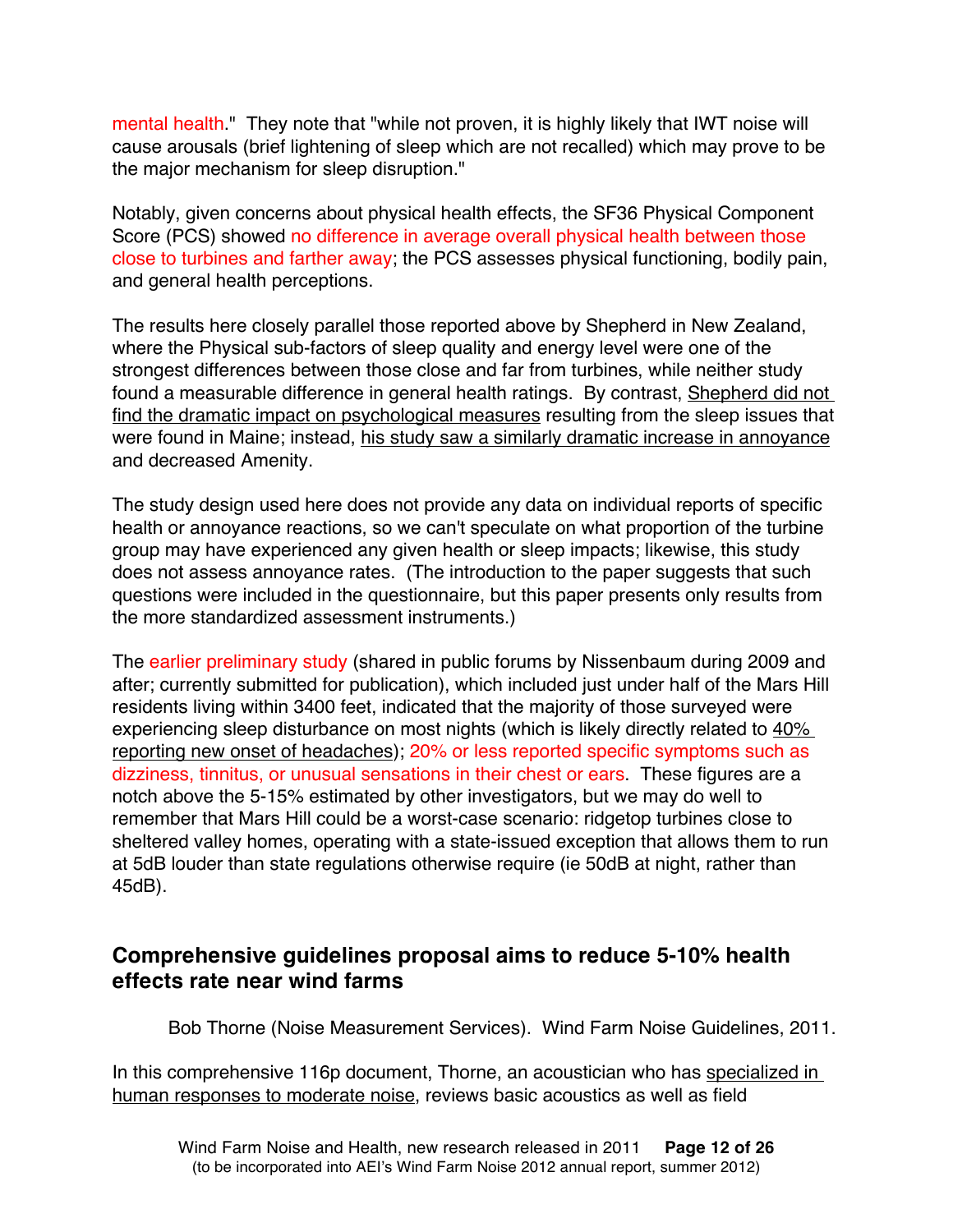mental health." They note that "while not proven, it is highly likely that IWT noise will cause arousals (brief lightening of sleep which are not recalled) which may prove to be the major mechanism for sleep disruption."

Notably, given concerns about physical health effects, the SF36 Physical Component Score (PCS) showed no difference in average overall physical health between those close to turbines and farther away; the PCS assesses physical functioning, bodily pain, and general health perceptions.

The results here closely parallel those reported above by Shepherd in New Zealand, where the Physical sub-factors of sleep quality and energy level were one of the strongest differences between those close and far from turbines, while neither study found a measurable difference in general health ratings. By contrast, Shepherd did not find the dramatic impact on psychological measures resulting from the sleep issues that were found in Maine; instead, his study saw a similarly dramatic increase in annoyance and decreased Amenity.

The study design used here does not provide any data on individual reports of specific health or annoyance reactions, so we can't speculate on what proportion of the turbine group may have experienced any given health or sleep impacts; likewise, this study does not assess annoyance rates. (The introduction to the paper suggests that such questions were included in the questionnaire, but this paper presents only results from the more standardized assessment instruments.)

The earlier preliminary study (shared in public forums by Nissenbaum during 2009 and after; currently submitted for publication), which included just under half of the Mars Hill residents living within 3400 feet, indicated that the majority of those surveyed were experiencing sleep disturbance on most nights (which is likely directly related to 40% reporting new onset of headaches); 20% or less reported specific symptoms such as dizziness, tinnitus, or unusual sensations in their chest or ears. These figures are a notch above the 5-15% estimated by other investigators, but we may do well to remember that Mars Hill could be a worst-case scenario: ridgetop turbines close to sheltered valley homes, operating with a state-issued exception that allows them to run at 5dB louder than state regulations otherwise require (ie 50dB at night, rather than 45dB).

## Comprehensive guidelines proposal aims to reduce 5-10% health effects rate near wind farms

Bob Thorne (Noise Measurement Services). Wind Farm Noise Guidelines, 2011.

In this comprehensive 116p document, Thorne, an acoustician who has specialized in human responses to moderate noise, reviews basic acoustics as well as field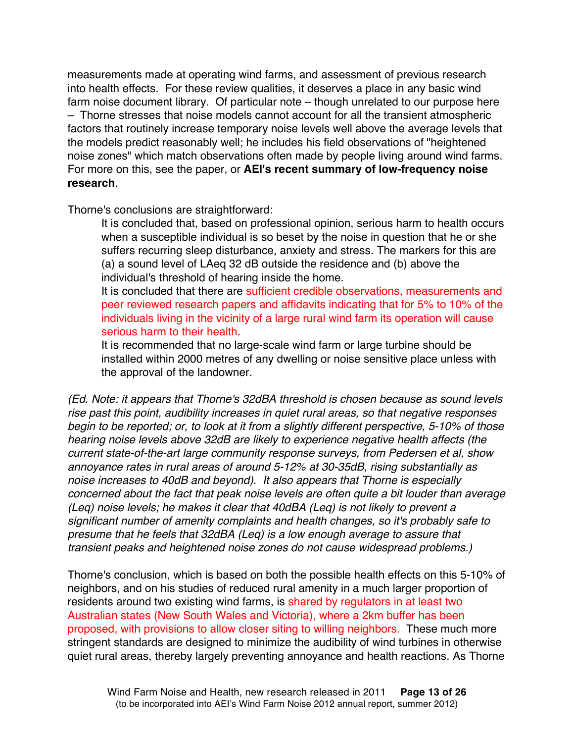measurements made at operating wind farms, and assessment of previous research into health effects. For these review qualities, it deserves a place in any basic wind farm noise document library. Of particular note – though unrelated to our purpose here – Thorne stresses that noise models cannot account for all the transient atmospheric factors that routinely increase temporary noise levels well above the average levels that the models predict reasonably well; he includes his field observations of "heightened noise zones" which match observations often made by people living around wind farms. For more on this, see the paper, or **AEI's recent summary of low-frequency noise research**.

Thorne's conclusions are straightforward:

> It is concluded that, based on professional opinion, serious harm to health occurs when a susceptible individual is so beset by the noise in question that he or she suffers recurring sleep disturbance, anxiety and stress. The markers for this are (a) a sound level of LAeq 32 dB outside the residence and (b) above the individual's threshold of hearing inside the home.
>
> It is concluded that there are sufficient credible observations, measurements and peer reviewed research papers and affidavits indicating that for 5% to 10% of the individuals living in the vicinity of a large rural wind farm its operation will cause serious harm to their health.
>
> It is recommended that no large-scale wind farm or large turbine should be installed within 2000 metres of any dwelling or noise sensitive place unless with the approval of the landowner.

*(Ed. Note: it appears that Thorne's 32dBA threshold is chosen because as sound levels rise past this point, audibility increases in quiet rural areas, so that negative responses begin to be reported; or, to look at it from a slightly different perspective, 5-10% of those hearing noise levels above 32dB are likely to experience negative health affects (the current state-of-the-art large community response surveys, from Pedersen et al, show annoyance rates in rural areas of around 5-12% at 30-35dB, rising substantially as noise increases to 40dB and beyond). It also appears that Thorne is especially concerned about the fact that peak noise levels are often quite a bit louder than average (Leq) noise levels; he makes it clear that 40dBA (Leq) is not likely to prevent a significant number of amenity complaints and health changes, so it's probably safe to presume that he feels that 32dBA (Leq) is a low enough average to assure that transient peaks and heightened noise zones do not cause widespread problems.)*

Thorne's conclusion, which is based on both the possible health effects on this 5-10% of neighbors, and on his studies of reduced rural amenity in a much larger proportion of residents around two existing wind farms, is shared by regulators in at least two Australian states (New South Wales and Victoria), where a 2km buffer has been proposed, with provisions to allow closer siting to willing neighbors. These much more stringent standards are designed to minimize the audibility of wind turbines in otherwise quiet rural areas, thereby largely preventing annoyance and health reactions. As Thorne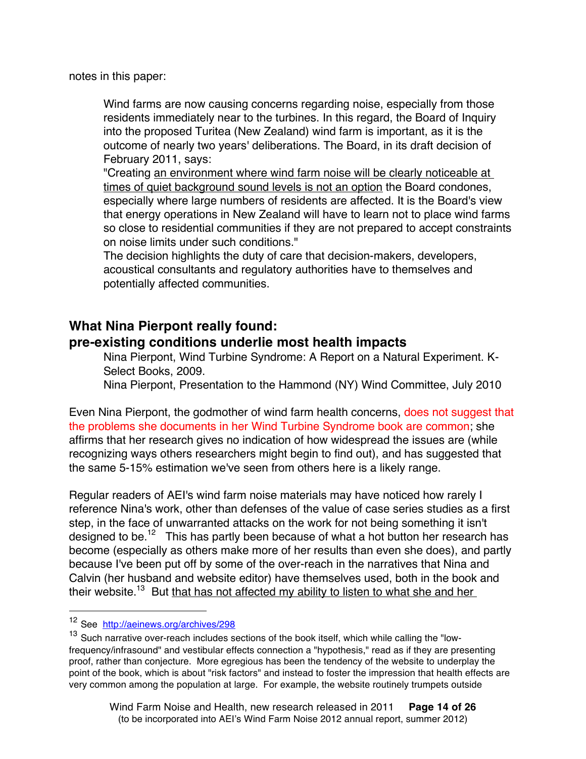notes in this paper:

> Wind farms are now causing concerns regarding noise, especially from those residents immediately near to the turbines. In this regard, the Board of Inquiry into the proposed Turitea (New Zealand) wind farm is important, as it is the outcome of nearly two years' deliberations. The Board, in its draft decision of February 2011, says:
> "Creating <u>an environment where wind farm noise will be clearly noticeable at times of quiet background sound levels is not an option</u> the Board condones, especially where large numbers of residents are affected. It is the Board's view that energy operations in New Zealand will have to learn not to place wind farms so close to residential communities if they are not prepared to accept constraints on noise limits under such conditions."
> The decision highlights the duty of care that decision-makers, developers, acoustical consultants and regulatory authorities have to themselves and potentially affected communities.

## What Nina Pierpont really found: pre-existing conditions underlie most health impacts

> Nina Pierpont, Wind Turbine Syndrome: A Report on a Natural Experiment. K-Select Books, 2009.
> Nina Pierpont, Presentation to the Hammond (NY) Wind Committee, July 2010

Even Nina Pierpont, the godmother of wind farm health concerns, does not suggest that the problems she documents in her Wind Turbine Syndrome book are common; she affirms that her research gives no indication of how widespread the issues are (while recognizing ways others researchers might begin to find out), and has suggested that the same 5-15% estimation we've seen from others here is a likely range.

Regular readers of AEI's wind farm noise materials may have noticed how rarely I reference Nina's work, other than defenses of the value of case series studies as a first step, in the face of unwarranted attacks on the work for not being something it isn't designed to be.[12] This has partly been because of what a hot button her research has become (especially as others make more of her results than even she does), and partly because I've been put off by some of the over-reach in the narratives that Nina and Calvin (her husband and website editor) have themselves used, both in the book and their website.[13] But <u>that has not affected my ability to listen to what she and her</u>

---

[12] See http://aeinews.org/archives/298

[13] Such narrative over-reach includes sections of the book itself, which while calling the "low-frequency/infrasound" and vestibular effects connection a "hypothesis," read as if they are presenting proof, rather than conjecture. More egregious has been the tendency of the website to underplay the point of the book, which is about "risk factors" and instead to foster the impression that health effects are very common among the population at large. For example, the website routinely trumpets outside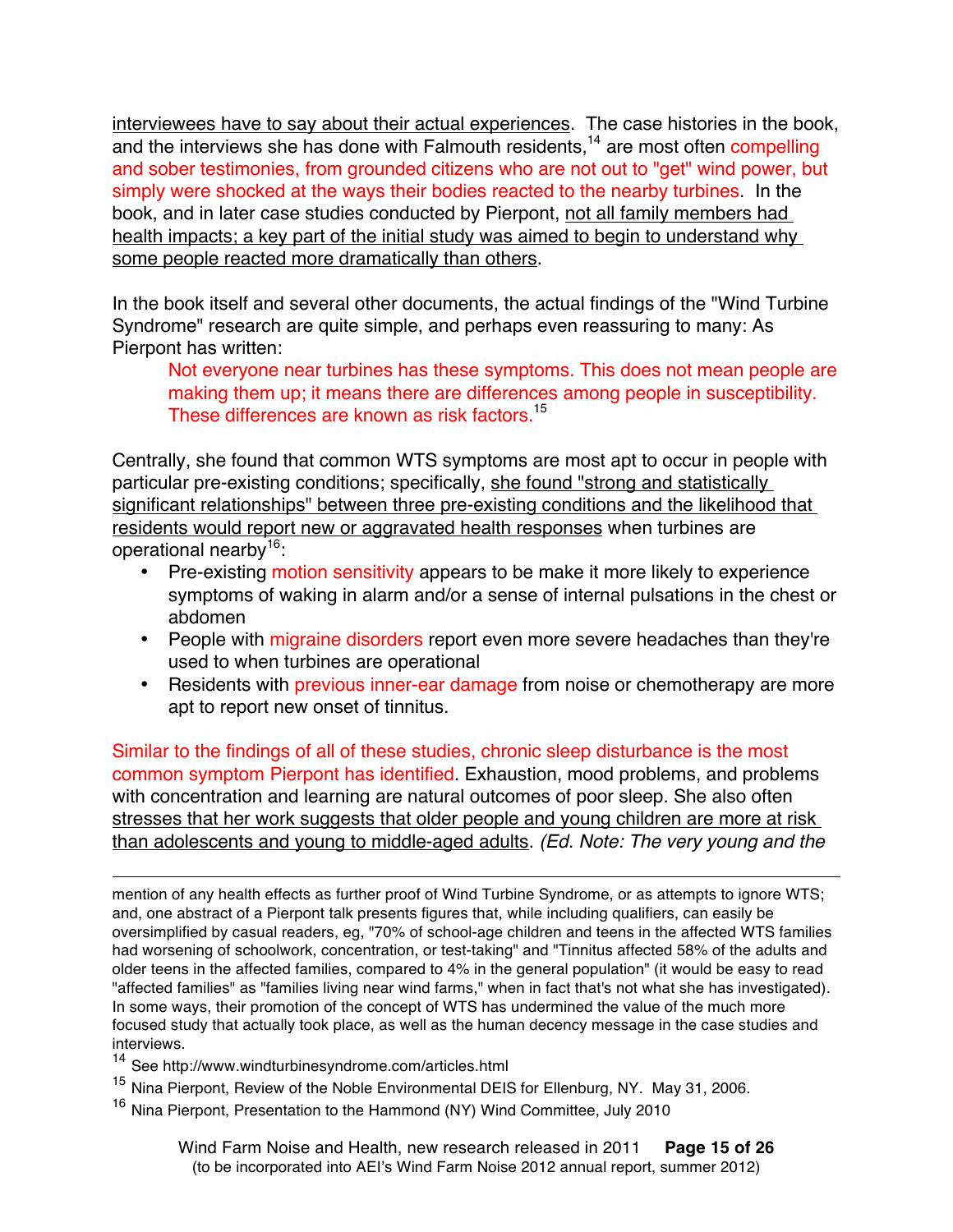interviewees have to say about their actual experiences. The case histories in the book, and the interviews she has done with Falmouth residents,[14] are most often compelling and sober testimonies, from grounded citizens who are not out to "get" wind power, but simply were shocked at the ways their bodies reacted to the nearby turbines. In the book, and in later case studies conducted by Pierpont, not all family members had health impacts; a key part of the initial study was aimed to begin to understand why some people reacted more dramatically than others.

In the book itself and several other documents, the actual findings of the "Wind Turbine Syndrome" research are quite simple, and perhaps even reassuring to many: As Pierpont has written:

> Not everyone near turbines has these symptoms. This does not mean people are making them up; it means there are differences among people in susceptibility. These differences are known as risk factors.[15]

Centrally, she found that common WTS symptoms are most apt to occur in people with particular pre-existing conditions; specifically, she found "strong and statistically significant relationships" between three pre-existing conditions and the likelihood that residents would report new or aggravated health responses when turbines are operational nearby[16]:

- Pre-existing motion sensitivity appears to be make it more likely to experience symptoms of waking in alarm and/or a sense of internal pulsations in the chest or abdomen
- People with migraine disorders report even more severe headaches than they're used to when turbines are operational
- Residents with previous inner-ear damage from noise or chemotherapy are more apt to report new onset of tinnitus.

Similar to the findings of all of these studies, chronic sleep disturbance is the most common symptom Pierpont has identified. Exhaustion, mood problems, and problems with concentration and learning are natural outcomes of poor sleep. She also often stresses that her work suggests that older people and young children are more at risk than adolescents and young to middle-aged adults. *(Ed. Note: The very young and the*

---

mention of any health effects as further proof of Wind Turbine Syndrome, or as attempts to ignore WTS; and, one abstract of a Pierpont talk presents figures that, while including qualifiers, can easily be oversimplified by casual readers, eg, "70% of school-age children and teens in the affected WTS families had worsening of schoolwork, concentration, or test-taking" and "Tinnitus affected 58% of the adults and older teens in the affected families, compared to 4% in the general population" (it would be easy to read "affected families" as "families living near wind farms," when in fact that's not what she has investigated). In some ways, their promotion of the concept of WTS has undermined the value of the much more focused study that actually took place, as well as the human decency message in the case studies and interviews.

[14] See http://www.windturbinesyndrome.com/articles.html

[15] Nina Pierpont, Review of the Noble Environmental DEIS for Ellenburg, NY. May 31, 2006.

[16] Nina Pierpont, Presentation to the Hammond (NY) Wind Committee, July 2010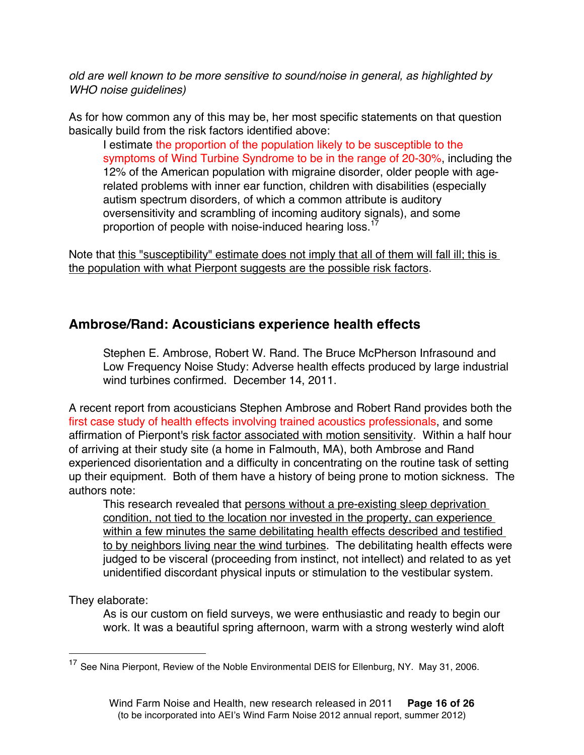*old are well known to be more sensitive to sound/noise in general, as highlighted by WHO noise guidelines)*

As for how common any of this may be, her most specific statements on that question basically build from the risk factors identified above:

> I estimate the proportion of the population likely to be susceptible to the symptoms of Wind Turbine Syndrome to be in the range of 20-30%, including the 12% of the American population with migraine disorder, older people with age-related problems with inner ear function, children with disabilities (especially autism spectrum disorders, of which a common attribute is auditory oversensitivity and scrambling of incoming auditory signals), and some proportion of people with noise-induced hearing loss.[17]

Note that <u>this "susceptibility" estimate does not imply that all of them will fall ill; this is the population with what Pierpont suggests are the possible risk factors</u>.

## Ambrose/Rand: Acousticians experience health effects

> Stephen E. Ambrose, Robert W. Rand. The Bruce McPherson Infrasound and Low Frequency Noise Study: Adverse health effects produced by large industrial wind turbines confirmed. December 14, 2011.

A recent report from acousticians Stephen Ambrose and Robert Rand provides both the first case study of health effects involving trained acoustics professionals, and some affirmation of Pierpont's <u>risk factor associated with motion sensitivity</u>. Within a half hour of arriving at their study site (a home in Falmouth, MA), both Ambrose and Rand experienced disorientation and a difficulty in concentrating on the routine task of setting up their equipment. Both of them have a history of being prone to motion sickness. The authors note:

> This research revealed that <u>persons without a pre-existing sleep deprivation condition, not tied to the location nor invested in the property, can experience within a few minutes the same debilitating health effects described and testified to by neighbors living near the wind turbines</u>. The debilitating health effects were judged to be visceral (proceeding from instinct, not intellect) and related to as yet unidentified discordant physical inputs or stimulation to the vestibular system.

They elaborate:

> As is our custom on field surveys, we were enthusiastic and ready to begin our work. It was a beautiful spring afternoon, warm with a strong westerly wind aloft

---

[17] See Nina Pierpont, Review of the Noble Environmental DEIS for Ellenburg, NY. May 31, 2006.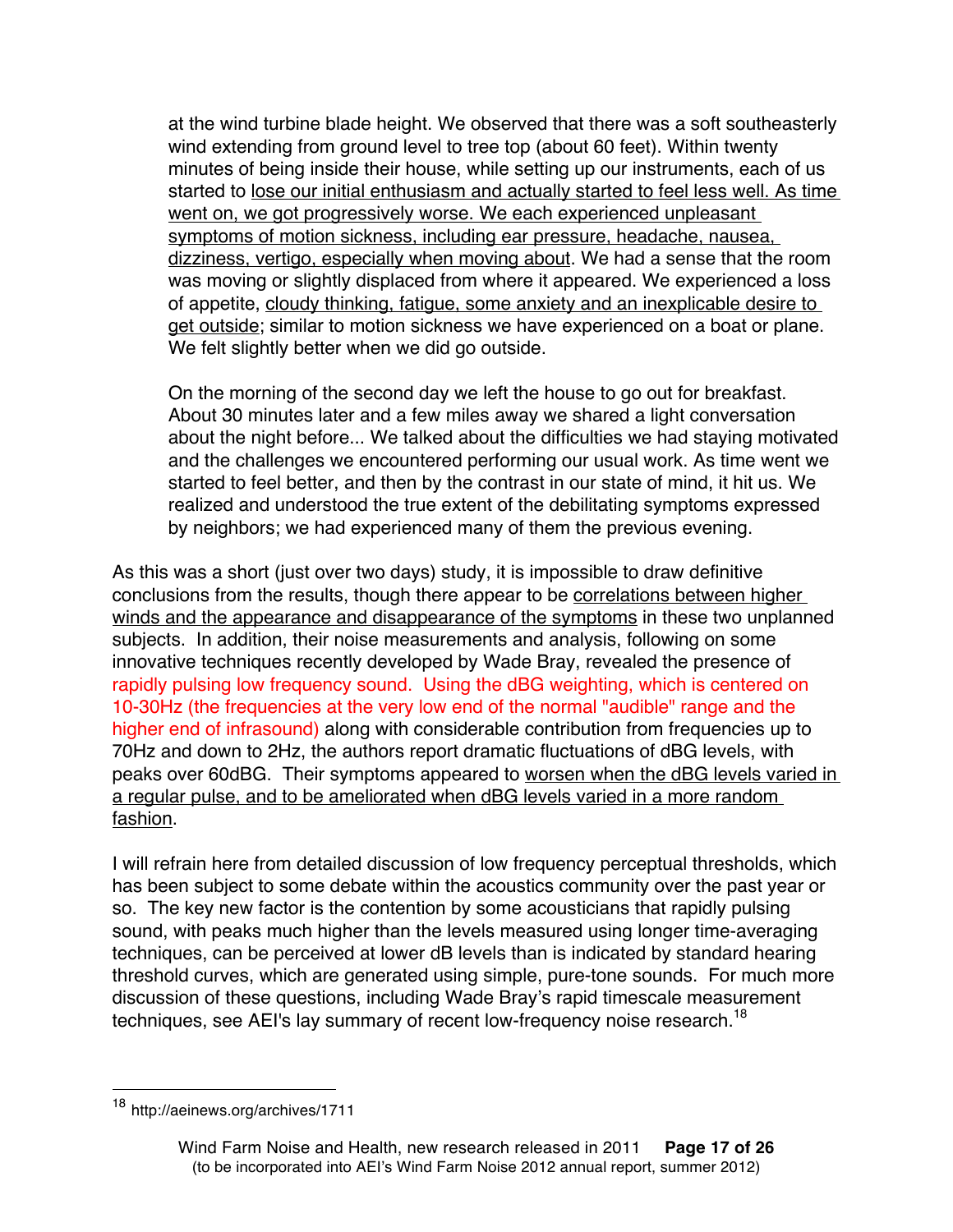> at the wind turbine blade height. We observed that there was a soft southeasterly wind extending from ground level to tree top (about 60 feet). Within twenty minutes of being inside their house, while setting up our instruments, each of us started to lose our initial enthusiasm and actually started to feel less well. As time went on, we got progressively worse. We each experienced unpleasant symptoms of motion sickness, including ear pressure, headache, nausea, dizziness, vertigo, especially when moving about. We had a sense that the room was moving or slightly displaced from where it appeared. We experienced a loss of appetite, cloudy thinking, fatigue, some anxiety and an inexplicable desire to get outside; similar to motion sickness we have experienced on a boat or plane. We felt slightly better when we did go outside.
>
> On the morning of the second day we left the house to go out for breakfast. About 30 minutes later and a few miles away we shared a light conversation about the night before... We talked about the difficulties we had staying motivated and the challenges we encountered performing our usual work. As time went we started to feel better, and then by the contrast in our state of mind, it hit us. We realized and understood the true extent of the debilitating symptoms expressed by neighbors; we had experienced many of them the previous evening.

As this was a short (just over two days) study, it is impossible to draw definitive conclusions from the results, though there appear to be correlations between higher winds and the appearance and disappearance of the symptoms in these two unplanned subjects. In addition, their noise measurements and analysis, following on some innovative techniques recently developed by Wade Bray, revealed the presence of rapidly pulsing low frequency sound. Using the dBG weighting, which is centered on 10-30Hz (the frequencies at the very low end of the normal "audible" range and the higher end of infrasound) along with considerable contribution from frequencies up to 70Hz and down to 2Hz, the authors report dramatic fluctuations of dBG levels, with peaks over 60dBG. Their symptoms appeared to worsen when the dBG levels varied in a regular pulse, and to be ameliorated when dBG levels varied in a more random fashion.

I will refrain here from detailed discussion of low frequency perceptual thresholds, which has been subject to some debate within the acoustics community over the past year or so. The key new factor is the contention by some acousticians that rapidly pulsing sound, with peaks much higher than the levels measured using longer time-averaging techniques, can be perceived at lower dB levels than is indicated by standard hearing threshold curves, which are generated using simple, pure-tone sounds. For much more discussion of these questions, including Wade Bray's rapid timescale measurement techniques, see AEI's lay summary of recent low-frequency noise research.[18]

---

[18] http://aeinews.org/archives/1711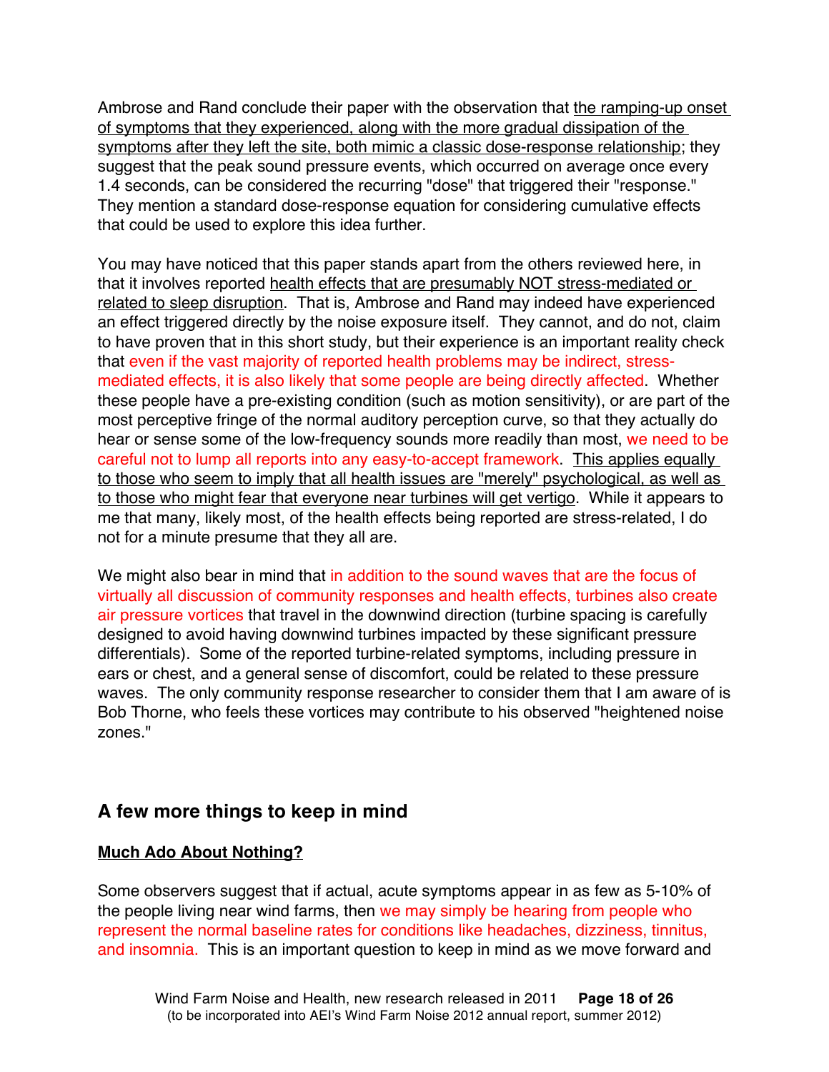Ambrose and Rand conclude their paper with the observation that <u>the ramping-up onset of symptoms that they experienced, along with the more gradual dissipation of the symptoms after they left the site, both mimic a classic dose-response relationship</u>; they suggest that the peak sound pressure events, which occurred on average once every 1.4 seconds, can be considered the recurring "dose" that triggered their "response." They mention a standard dose-response equation for considering cumulative effects that could be used to explore this idea further.

You may have noticed that this paper stands apart from the others reviewed here, in that it involves reported <u>health effects that are presumably NOT stress-mediated or related to sleep disruption</u>. That is, Ambrose and Rand may indeed have experienced an effect triggered directly by the noise exposure itself. They cannot, and do not, claim to have proven that in this short study, but their experience is an important reality check that even if the vast majority of reported health problems may be indirect, stress-mediated effects, it is also likely that some people are being directly affected. Whether these people have a pre-existing condition (such as motion sensitivity), or are part of the most perceptive fringe of the normal auditory perception curve, so that they actually do hear or sense some of the low-frequency sounds more readily than most, we need to be careful not to lump all reports into any easy-to-accept framework. <u>This applies equally to those who seem to imply that all health issues are "merely" psychological, as well as to those who might fear that everyone near turbines will get vertigo</u>. While it appears to me that many, likely most, of the health effects being reported are stress-related, I do not for a minute presume that they all are.

We might also bear in mind that in addition to the sound waves that are the focus of virtually all discussion of community responses and health effects, turbines also create air pressure vortices that travel in the downwind direction (turbine spacing is carefully designed to avoid having downwind turbines impacted by these significant pressure differentials). Some of the reported turbine-related symptoms, including pressure in ears or chest, and a general sense of discomfort, could be related to these pressure waves. The only community response researcher to consider them that I am aware of is Bob Thorne, who feels these vortices may contribute to his observed "heightened noise zones."

## A few more things to keep in mind

### <u>Much Ado About Nothing?</u>

Some observers suggest that if actual, acute symptoms appear in as few as 5-10% of the people living near wind farms, then we may simply be hearing from people who represent the normal baseline rates for conditions like headaches, dizziness, tinnitus, and insomnia. This is an important question to keep in mind as we move forward and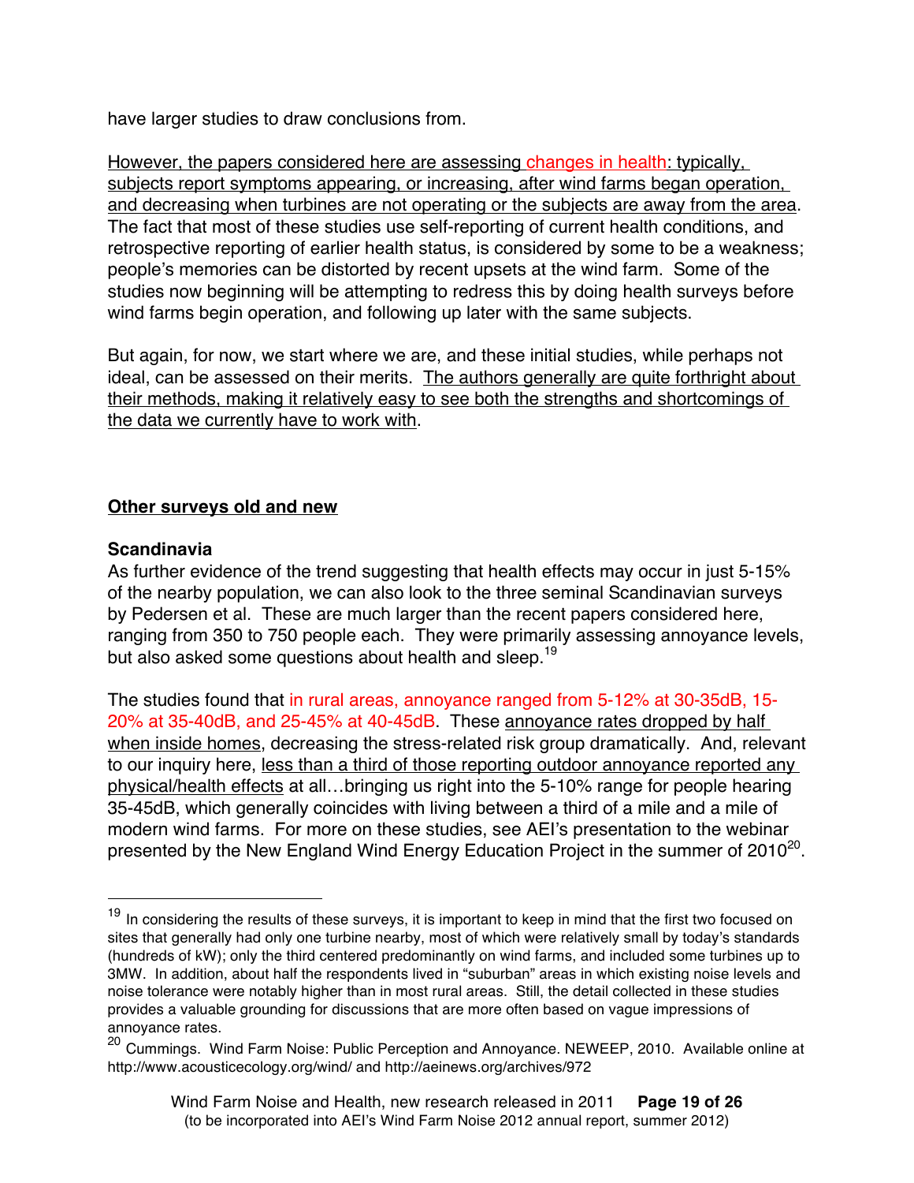have larger studies to draw conclusions from.

However, the papers considered here are assessing changes in health: typically, subjects report symptoms appearing, or increasing, after wind farms began operation, and decreasing when turbines are not operating or the subjects are away from the area. The fact that most of these studies use self-reporting of current health conditions, and retrospective reporting of earlier health status, is considered by some to be a weakness; people's memories can be distorted by recent upsets at the wind farm. Some of the studies now beginning will be attempting to redress this by doing health surveys before wind farms begin operation, and following up later with the same subjects.

But again, for now, we start where we are, and these initial studies, while perhaps not ideal, can be assessed on their merits. The authors generally are quite forthright about their methods, making it relatively easy to see both the strengths and shortcomings of the data we currently have to work with.

## Other surveys old and new

### Scandinavia

As further evidence of the trend suggesting that health effects may occur in just 5-15% of the nearby population, we can also look to the three seminal Scandinavian surveys by Pedersen et al. These are much larger than the recent papers considered here, ranging from 350 to 750 people each. They were primarily assessing annoyance levels, but also asked some questions about health and sleep.[19]

The studies found that in rural areas, annoyance ranged from 5-12% at 30-35dB, 15-20% at 35-40dB, and 25-45% at 40-45dB. These annoyance rates dropped by half when inside homes, decreasing the stress-related risk group dramatically. And, relevant to our inquiry here, less than a third of those reporting outdoor annoyance reported any physical/health effects at all…bringing us right into the 5-10% range for people hearing 35-45dB, which generally coincides with living between a third of a mile and a mile of modern wind farms. For more on these studies, see AEI's presentation to the webinar presented by the New England Wind Energy Education Project in the summer of 2010[20].

---

[19] In considering the results of these surveys, it is important to keep in mind that the first two focused on sites that generally had only one turbine nearby, most of which were relatively small by today's standards (hundreds of kW); only the third centered predominantly on wind farms, and included some turbines up to 3MW. In addition, about half the respondents lived in "suburban" areas in which existing noise levels and noise tolerance were notably higher than in most rural areas. Still, the detail collected in these studies provides a valuable grounding for discussions that are more often based on vague impressions of annoyance rates.

[20] Cummings. Wind Farm Noise: Public Perception and Annoyance. NEWEEP, 2010. Available online at http://www.acousticecology.org/wind/ and http://aeinews.org/archives/972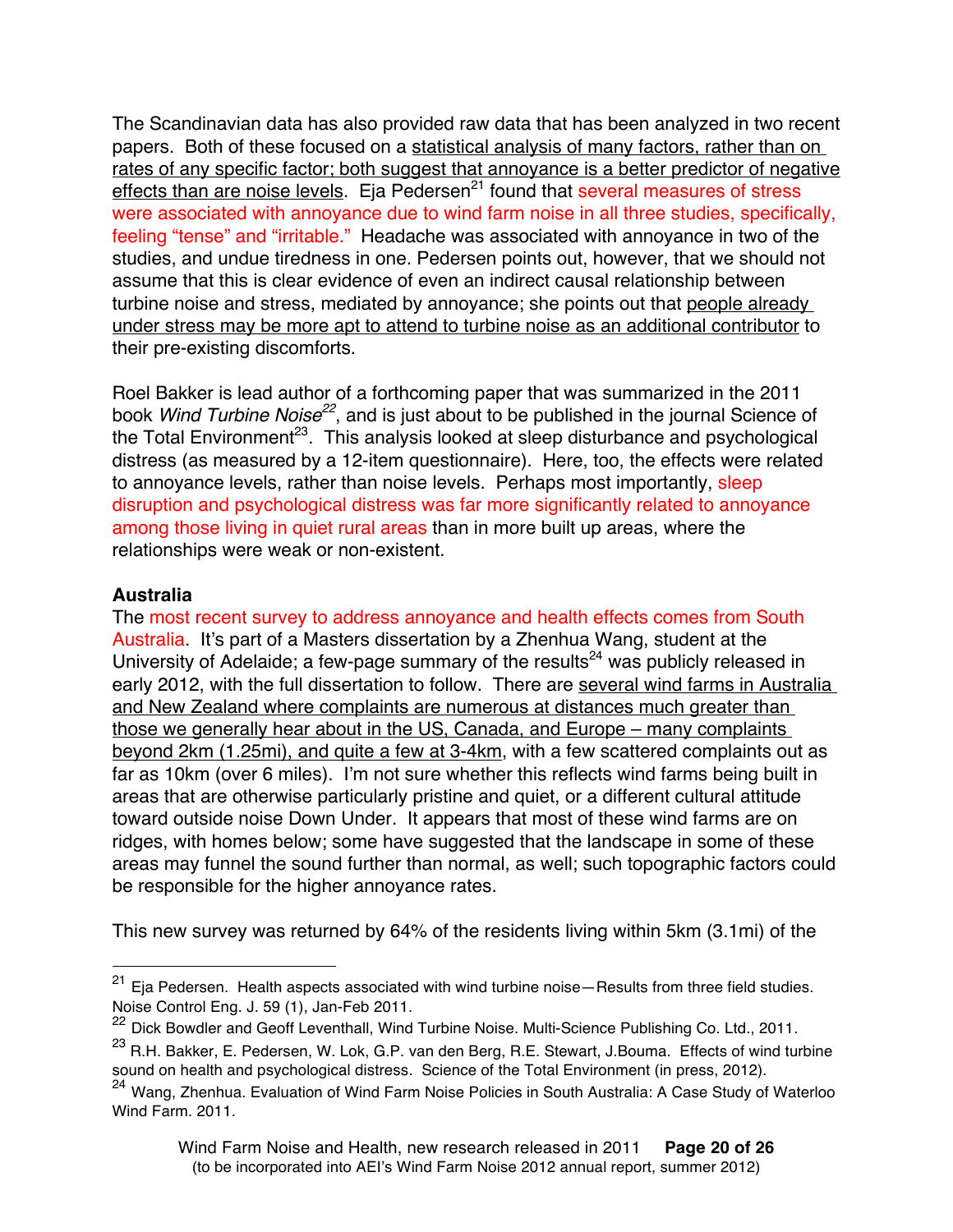The Scandinavian data has also provided raw data that has been analyzed in two recent papers. Both of these focused on a statistical analysis of many factors, rather than on rates of any specific factor; both suggest that annoyance is a better predictor of negative effects than are noise levels. Eja Pedersen[21] found that several measures of stress were associated with annoyance due to wind farm noise in all three studies, specifically, feeling "tense" and "irritable." Headache was associated with annoyance in two of the studies, and undue tiredness in one. Pedersen points out, however, that we should not assume that this is clear evidence of even an indirect causal relationship between turbine noise and stress, mediated by annoyance; she points out that people already under stress may be more apt to attend to turbine noise as an additional contributor to their pre-existing discomforts.

Roel Bakker is lead author of a forthcoming paper that was summarized in the 2011 book *Wind Turbine Noise*[22], and is just about to be published in the journal Science of the Total Environment[23]. This analysis looked at sleep disturbance and psychological distress (as measured by a 12-item questionnaire). Here, too, the effects were related to annoyance levels, rather than noise levels. Perhaps most importantly, sleep disruption and psychological distress was far more significantly related to annoyance among those living in quiet rural areas than in more built up areas, where the relationships were weak or non-existent.

**Australia**

The most recent survey to address annoyance and health effects comes from South Australia. It's part of a Masters dissertation by a Zhenhua Wang, student at the University of Adelaide; a few-page summary of the results[24] was publicly released in early 2012, with the full dissertation to follow. There are several wind farms in Australia and New Zealand where complaints are numerous at distances much greater than those we generally hear about in the US, Canada, and Europe – many complaints beyond 2km (1.25mi), and quite a few at 3-4km, with a few scattered complaints out as far as 10km (over 6 miles). I'm not sure whether this reflects wind farms being built in areas that are otherwise particularly pristine and quiet, or a different cultural attitude toward outside noise Down Under. It appears that most of these wind farms are on ridges, with homes below; some have suggested that the landscape in some of these areas may funnel the sound further than normal, as well; such topographic factors could be responsible for the higher annoyance rates.

This new survey was returned by 64% of the residents living within 5km (3.1mi) of the

---

[21] Eja Pedersen. Health aspects associated with wind turbine noise—Results from three field studies. Noise Control Eng. J. 59 (1), Jan-Feb 2011.

[22] Dick Bowdler and Geoff Leventhall, Wind Turbine Noise. Multi-Science Publishing Co. Ltd., 2011.

[23] R.H. Bakker, E. Pedersen, W. Lok, G.P. van den Berg, R.E. Stewart, J.Bouma. Effects of wind turbine sound on health and psychological distress. Science of the Total Environment (in press, 2012).

[24] Wang, Zhenhua. Evaluation of Wind Farm Noise Policies in South Australia: A Case Study of Waterloo Wind Farm. 2011.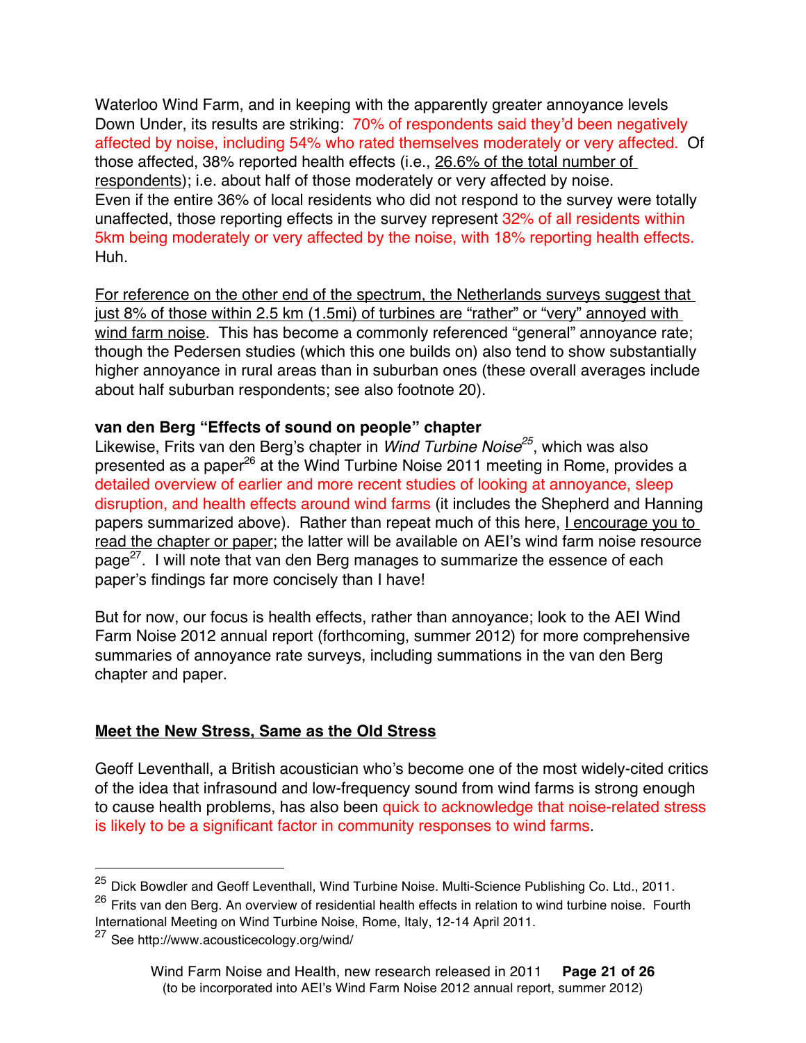Waterloo Wind Farm, and in keeping with the apparently greater annoyance levels Down Under, its results are striking: 70% of respondents said they'd been negatively affected by noise, including 54% who rated themselves moderately or very affected. Of those affected, 38% reported health effects (i.e., 26.6% of the total number of respondents); i.e. about half of those moderately or very affected by noise. Even if the entire 36% of local residents who did not respond to the survey were totally unaffected, those reporting effects in the survey represent 32% of all residents within 5km being moderately or very affected by the noise, with 18% reporting health effects. Huh.

For reference on the other end of the spectrum, the Netherlands surveys suggest that just 8% of those within 2.5 km (1.5mi) of turbines are "rather" or "very" annoyed with wind farm noise. This has become a commonly referenced "general" annoyance rate; though the Pedersen studies (which this one builds on) also tend to show substantially higher annoyance in rural areas than in suburban ones (these overall averages include about half suburban respondents; see also footnote 20).

**van den Berg "Effects of sound on people" chapter**

Likewise, Frits van den Berg's chapter in *Wind Turbine Noise*[25], which was also presented as a paper[26] at the Wind Turbine Noise 2011 meeting in Rome, provides a detailed overview of earlier and more recent studies of looking at annoyance, sleep disruption, and health effects around wind farms (it includes the Shepherd and Hanning papers summarized above). Rather than repeat much of this here, I encourage you to read the chapter or paper; the latter will be available on AEI's wind farm noise resource page[27]. I will note that van den Berg manages to summarize the essence of each paper's findings far more concisely than I have!

But for now, our focus is health effects, rather than annoyance; look to the AEI Wind Farm Noise 2012 annual report (forthcoming, summer 2012) for more comprehensive summaries of annoyance rate surveys, including summations in the van den Berg chapter and paper.

## Meet the New Stress, Same as the Old Stress

Geoff Leventhall, a British acoustician who's become one of the most widely-cited critics of the idea that infrasound and low-frequency sound from wind farms is strong enough to cause health problems, has also been quick to acknowledge that noise-related stress is likely to be a significant factor in community responses to wind farms.

---

[25] Dick Bowdler and Geoff Leventhall, Wind Turbine Noise. Multi-Science Publishing Co. Ltd., 2011.

[26] Frits van den Berg. An overview of residential health effects in relation to wind turbine noise. Fourth International Meeting on Wind Turbine Noise, Rome, Italy, 12-14 April 2011.

[27] See http://www.acousticecology.org/wind/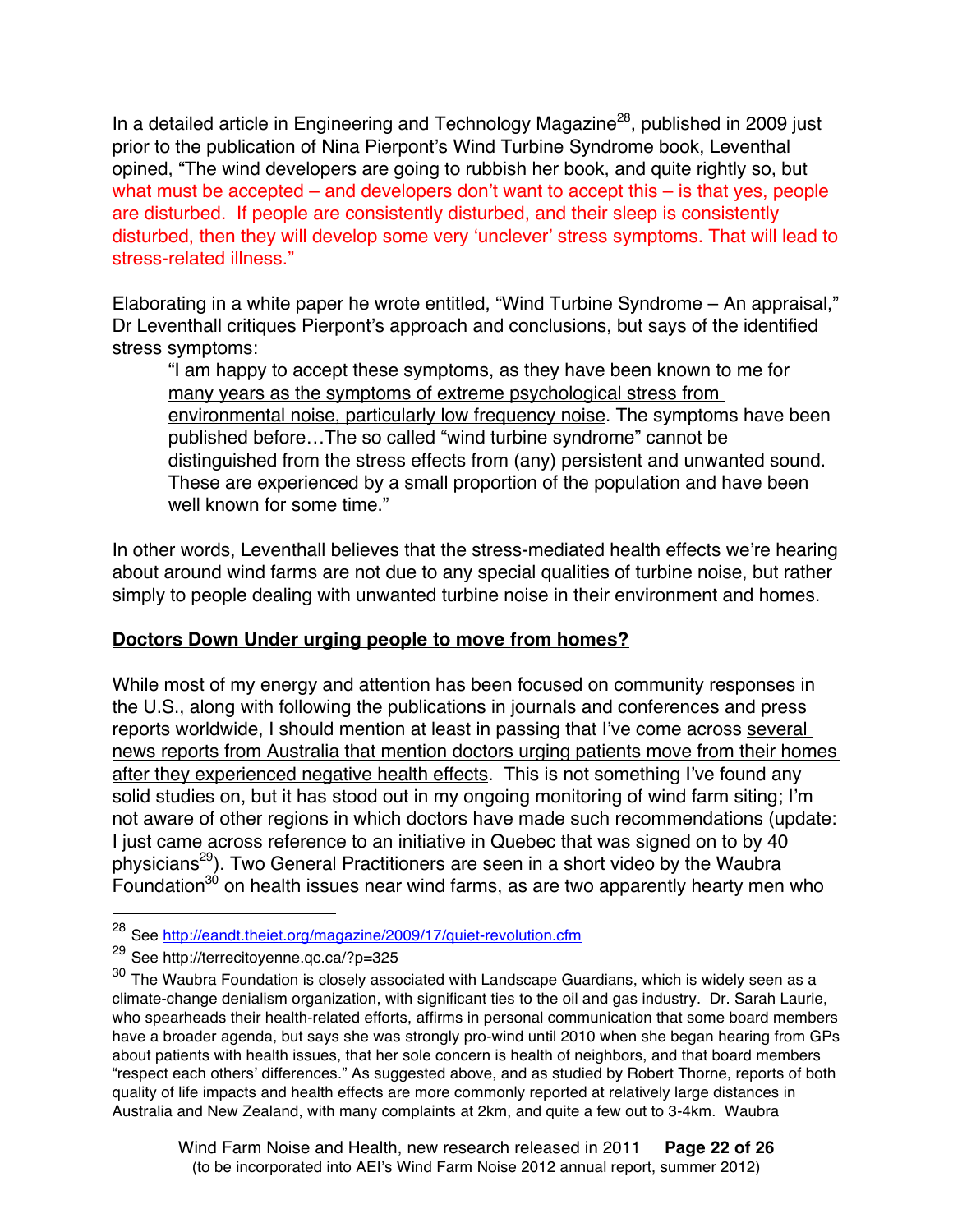In a detailed article in Engineering and Technology Magazine[28], published in 2009 just prior to the publication of Nina Pierpont's Wind Turbine Syndrome book, Leventhal opined, "The wind developers are going to rubbish her book, and quite rightly so, but what must be accepted – and developers don't want to accept this – is that yes, people are disturbed. If people are consistently disturbed, and their sleep is consistently disturbed, then they will develop some very 'unclever' stress symptoms. That will lead to stress-related illness."

Elaborating in a white paper he wrote entitled, "Wind Turbine Syndrome – An appraisal," Dr Leventhall critiques Pierpont's approach and conclusions, but says of the identified stress symptoms:

> "I am happy to accept these symptoms, as they have been known to me for many years as the symptoms of extreme psychological stress from environmental noise, particularly low frequency noise. The symptoms have been published before…The so called "wind turbine syndrome" cannot be distinguished from the stress effects from (any) persistent and unwanted sound. These are experienced by a small proportion of the population and have been well known for some time."

In other words, Leventhall believes that the stress-mediated health effects we're hearing about around wind farms are not due to any special qualities of turbine noise, but rather simply to people dealing with unwanted turbine noise in their environment and homes.

## Doctors Down Under urging people to move from homes?

While most of my energy and attention has been focused on community responses in the U.S., along with following the publications in journals and conferences and press reports worldwide, I should mention at least in passing that I've come across several news reports from Australia that mention doctors urging patients move from their homes after they experienced negative health effects. This is not something I've found any solid studies on, but it has stood out in my ongoing monitoring of wind farm siting; I'm not aware of other regions in which doctors have made such recommendations (update: I just came across reference to an initiative in Quebec that was signed on to by 40 physicians[29]). Two General Practitioners are seen in a short video by the Waubra Foundation[30] on health issues near wind farms, as are two apparently hearty men who

---

[28] See http://eandt.theiet.org/magazine/2009/17/quiet-revolution.cfm

[29] See http://terrecitoyenne.qc.ca/?p=325

[30] The Waubra Foundation is closely associated with Landscape Guardians, which is widely seen as a climate-change denialism organization, with significant ties to the oil and gas industry. Dr. Sarah Laurie, who spearheads their health-related efforts, affirms in personal communication that some board members have a broader agenda, but says she was strongly pro-wind until 2010 when she began hearing from GPs about patients with health issues, that her sole concern is health of neighbors, and that board members "respect each others' differences." As suggested above, and as studied by Robert Thorne, reports of both quality of life impacts and health effects are more commonly reported at relatively large distances in Australia and New Zealand, with many complaints at 2km, and quite a few out to 3-4km. Waubra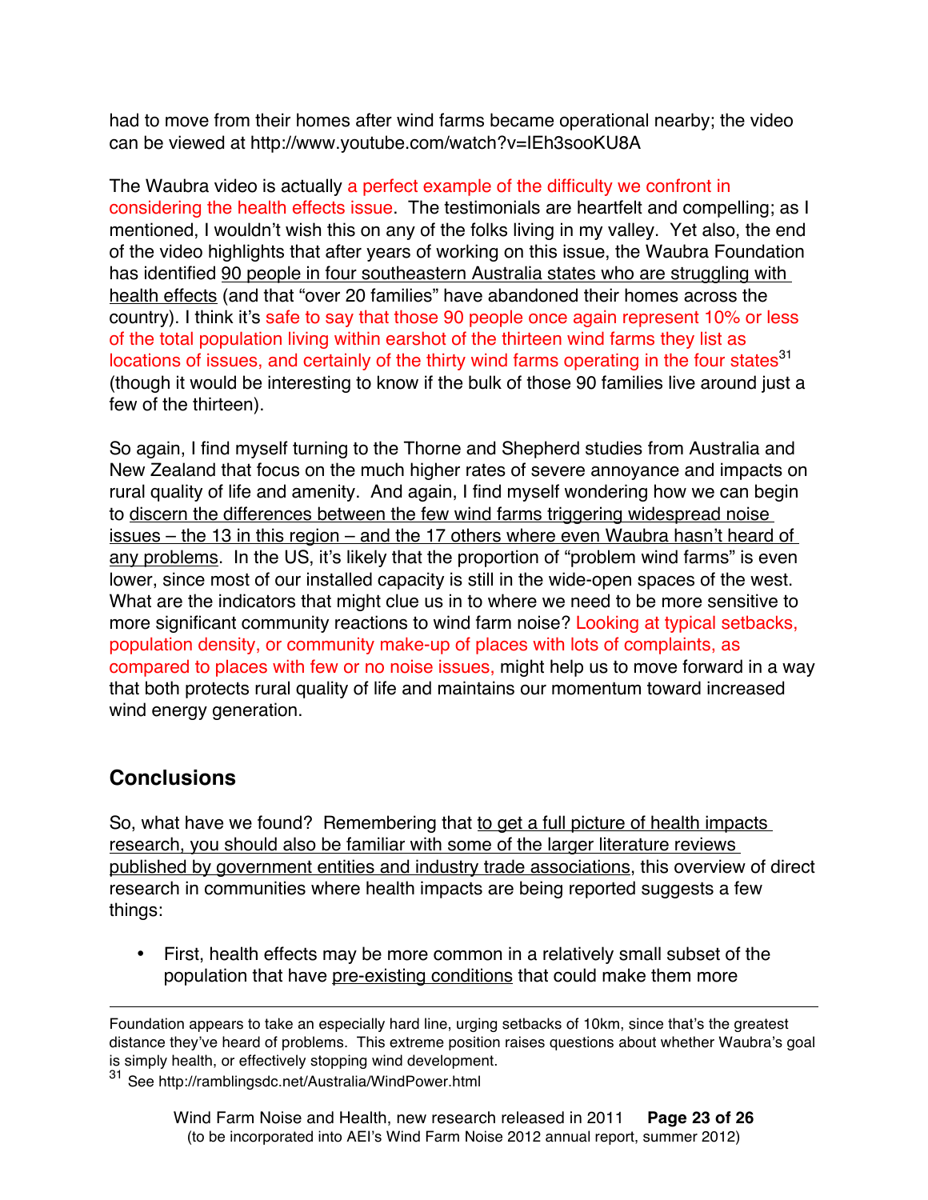had to move from their homes after wind farms became operational nearby; the video can be viewed at http://www.youtube.com/watch?v=IEh3sooKU8A

The Waubra video is actually a perfect example of the difficulty we confront in considering the health effects issue. The testimonials are heartfelt and compelling; as I mentioned, I wouldn't wish this on any of the folks living in my valley. Yet also, the end of the video highlights that after years of working on this issue, the Waubra Foundation has identified 90 people in four southeastern Australia states who are struggling with health effects (and that "over 20 families" have abandoned their homes across the country). I think it's safe to say that those 90 people once again represent 10% or less of the total population living within earshot of the thirteen wind farms they list as locations of issues, and certainly of the thirty wind farms operating in the four states[31] (though it would be interesting to know if the bulk of those 90 families live around just a few of the thirteen).

So again, I find myself turning to the Thorne and Shepherd studies from Australia and New Zealand that focus on the much higher rates of severe annoyance and impacts on rural quality of life and amenity. And again, I find myself wondering how we can begin to discern the differences between the few wind farms triggering widespread noise issues – the 13 in this region – and the 17 others where even Waubra hasn't heard of any problems. In the US, it's likely that the proportion of "problem wind farms" is even lower, since most of our installed capacity is still in the wide-open spaces of the west. What are the indicators that might clue us in to where we need to be more sensitive to more significant community reactions to wind farm noise? Looking at typical setbacks, population density, or community make-up of places with lots of complaints, as compared to places with few or no noise issues, might help us to move forward in a way that both protects rural quality of life and maintains our momentum toward increased wind energy generation.

## Conclusions

So, what have we found? Remembering that to get a full picture of health impacts research, you should also be familiar with some of the larger literature reviews published by government entities and industry trade associations, this overview of direct research in communities where health impacts are being reported suggests a few things:

- First, health effects may be more common in a relatively small subset of the population that have pre-existing conditions that could make them more

---

Foundation appears to take an especially hard line, urging setbacks of 10km, since that's the greatest distance they've heard of problems. This extreme position raises questions about whether Waubra's goal is simply health, or effectively stopping wind development.

[31] See http://ramblingsdc.net/Australia/WindPower.html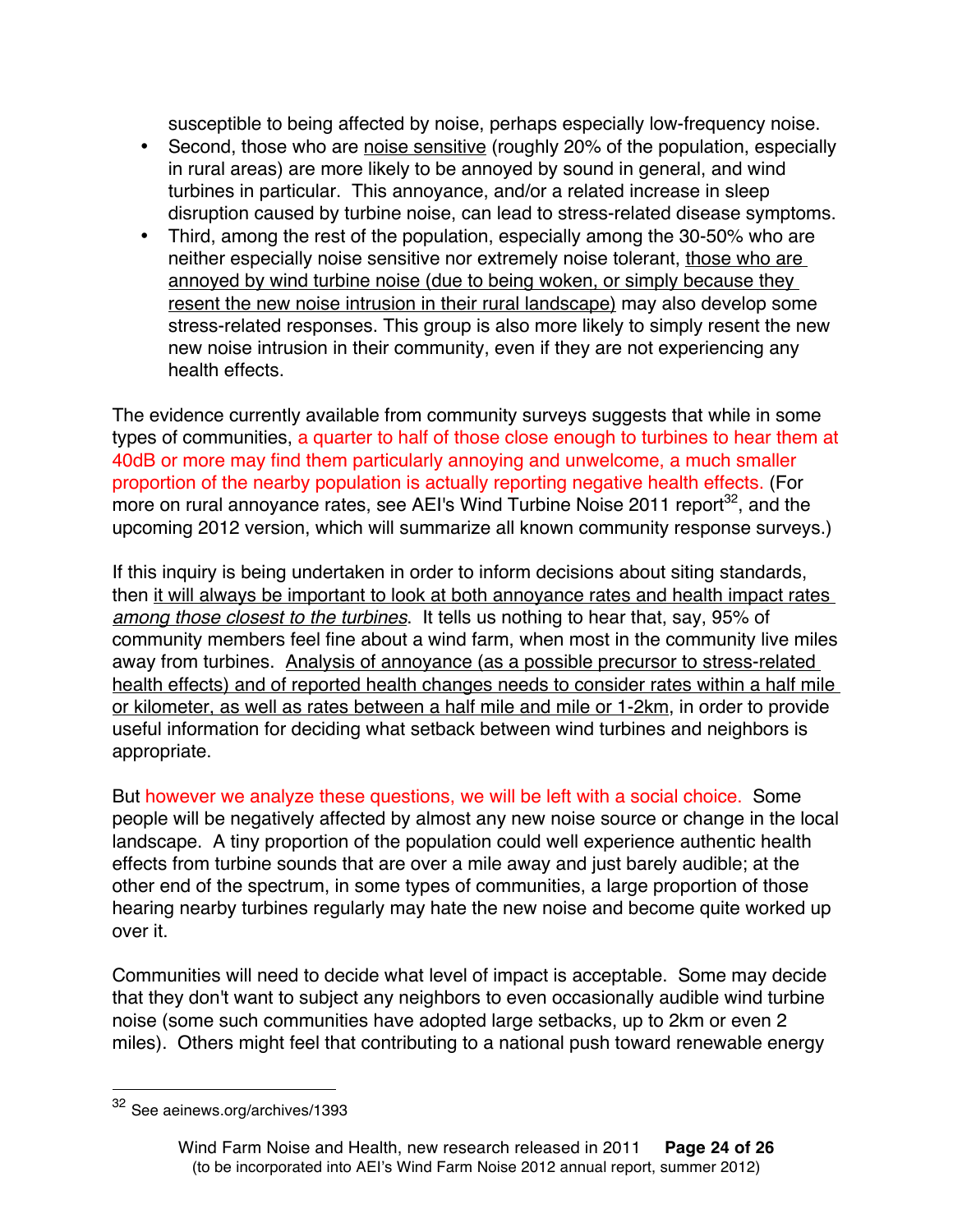susceptible to being affected by noise, perhaps especially low-frequency noise.

- Second, those who are noise sensitive (roughly 20% of the population, especially in rural areas) are more likely to be annoyed by sound in general, and wind turbines in particular. This annoyance, and/or a related increase in sleep disruption caused by turbine noise, can lead to stress-related disease symptoms.
- Third, among the rest of the population, especially among the 30-50% who are neither especially noise sensitive nor extremely noise tolerant, those who are annoyed by wind turbine noise (due to being woken, or simply because they resent the new noise intrusion in their rural landscape) may also develop some stress-related responses. This group is also more likely to simply resent the new new noise intrusion in their community, even if they are not experiencing any health effects.

The evidence currently available from community surveys suggests that while in some types of communities, a quarter to half of those close enough to turbines to hear them at 40dB or more may find them particularly annoying and unwelcome, a much smaller proportion of the nearby population is actually reporting negative health effects. (For more on rural annoyance rates, see AEI's Wind Turbine Noise 2011 report[32], and the upcoming 2012 version, which will summarize all known community response surveys.)

If this inquiry is being undertaken in order to inform decisions about siting standards, then it will always be important to look at both annoyance rates and health impact rates *among those closest to the turbines*. It tells us nothing to hear that, say, 95% of community members feel fine about a wind farm, when most in the community live miles away from turbines. Analysis of annoyance (as a possible precursor to stress-related health effects) and of reported health changes needs to consider rates within a half mile or kilometer, as well as rates between a half mile and mile or 1-2km, in order to provide useful information for deciding what setback between wind turbines and neighbors is appropriate.

But however we analyze these questions, we will be left with a social choice. Some people will be negatively affected by almost any new noise source or change in the local landscape. A tiny proportion of the population could well experience authentic health effects from turbine sounds that are over a mile away and just barely audible; at the other end of the spectrum, in some types of communities, a large proportion of those hearing nearby turbines regularly may hate the new noise and become quite worked up over it.

Communities will need to decide what level of impact is acceptable. Some may decide that they don't want to subject any neighbors to even occasionally audible wind turbine noise (some such communities have adopted large setbacks, up to 2km or even 2 miles). Others might feel that contributing to a national push toward renewable energy

---

[32] See aeinews.org/archives/1393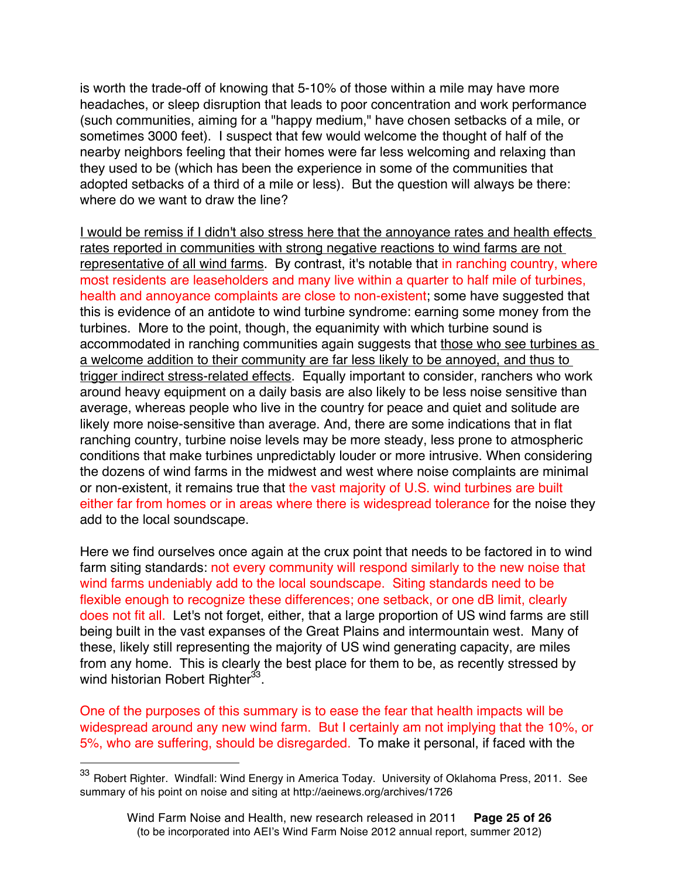is worth the trade-off of knowing that 5-10% of those within a mile may have more headaches, or sleep disruption that leads to poor concentration and work performance (such communities, aiming for a "happy medium," have chosen setbacks of a mile, or sometimes 3000 feet). I suspect that few would welcome the thought of half of the nearby neighbors feeling that their homes were far less welcoming and relaxing than they used to be (which has been the experience in some of the communities that adopted setbacks of a third of a mile or less). But the question will always be there: where do we want to draw the line?

I would be remiss if I didn't also stress here that the annoyance rates and health effects rates reported in communities with strong negative reactions to wind farms are not representative of all wind farms. By contrast, it's notable that in ranching country, where most residents are leaseholders and many live within a quarter to half mile of turbines, health and annoyance complaints are close to non-existent; some have suggested that this is evidence of an antidote to wind turbine syndrome: earning some money from the turbines. More to the point, though, the equanimity with which turbine sound is accommodated in ranching communities again suggests that those who see turbines as a welcome addition to their community are far less likely to be annoyed, and thus to trigger indirect stress-related effects. Equally important to consider, ranchers who work around heavy equipment on a daily basis are also likely to be less noise sensitive than average, whereas people who live in the country for peace and quiet and solitude are likely more noise-sensitive than average. And, there are some indications that in flat ranching country, turbine noise levels may be more steady, less prone to atmospheric conditions that make turbines unpredictably louder or more intrusive. When considering the dozens of wind farms in the midwest and west where noise complaints are minimal or non-existent, it remains true that the vast majority of U.S. wind turbines are built either far from homes or in areas where there is widespread tolerance for the noise they add to the local soundscape.

Here we find ourselves once again at the crux point that needs to be factored in to wind farm siting standards: not every community will respond similarly to the new noise that wind farms undeniably add to the local soundscape. Siting standards need to be flexible enough to recognize these differences; one setback, or one dB limit, clearly does not fit all. Let's not forget, either, that a large proportion of US wind farms are still being built in the vast expanses of the Great Plains and intermountain west. Many of these, likely still representing the majority of US wind generating capacity, are miles from any home. This is clearly the best place for them to be, as recently stressed by wind historian Robert Righter[33].

One of the purposes of this summary is to ease the fear that health impacts will be widespread around any new wind farm. But I certainly am not implying that the 10%, or 5%, who are suffering, should be disregarded. To make it personal, if faced with the

[33] Robert Righter. Windfall: Wind Energy in America Today. University of Oklahoma Press, 2011. See summary of his point on noise and siting at http://aeinews.org/archives/1726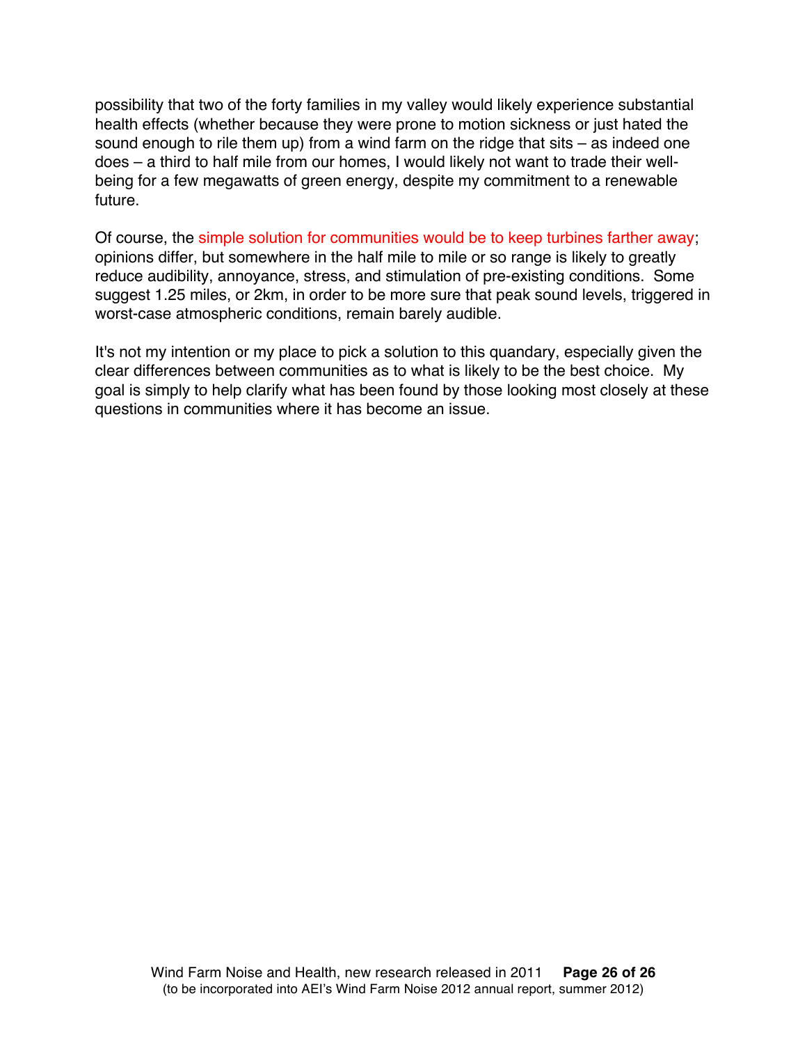possibility that two of the forty families in my valley would likely experience substantial health effects (whether because they were prone to motion sickness or just hated the sound enough to rile them up) from a wind farm on the ridge that sits – as indeed one does – a third to half mile from our homes, I would likely not want to trade their well-being for a few megawatts of green energy, despite my commitment to a renewable future.

Of course, the simple solution for communities would be to keep turbines farther away; opinions differ, but somewhere in the half mile to mile or so range is likely to greatly reduce audibility, annoyance, stress, and stimulation of pre-existing conditions. Some suggest 1.25 miles, or 2km, in order to be more sure that peak sound levels, triggered in worst-case atmospheric conditions, remain barely audible.

It's not my intention or my place to pick a solution to this quandary, especially given the clear differences between communities as to what is likely to be the best choice. My goal is simply to help clarify what has been found by those looking most closely at these questions in communities where it has become an issue.